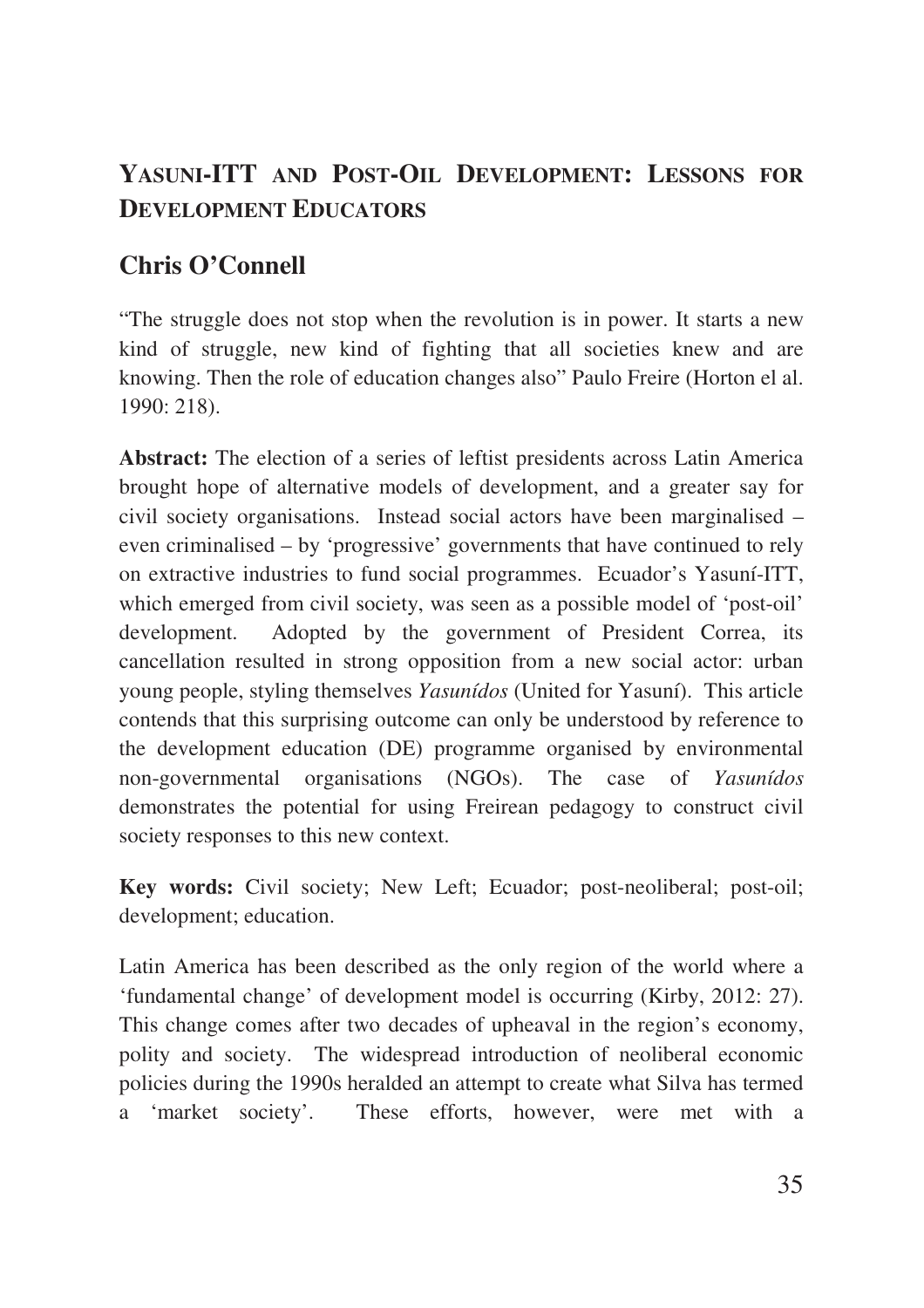# Yasuni-ITT and Post-Oil Development: Lessons for Development Educators

## Chris O'Connell

"The struggle does not stop when the revolution is in power. It starts a new kind of struggle, new kind of fighting that all societies knew and are knowing. Then the role of education changes also" Paulo Freire (Horton el al. 1990: 218).

**Abstract:** The election of a series of leftist presidents across Latin America brought hope of alternative models of development, and a greater say for civil society organisations. Instead social actors have been marginalised – even criminalised – by 'progressive' governments that have continued to rely on extractive industries to fund social programmes. Ecuador's Yasuní-ITT, which emerged from civil society, was seen as a possible model of 'post-oil' development. Adopted by the government of President Correa, its cancellation resulted in strong opposition from a new social actor: urban young people, styling themselves *Yasunídos* (United for Yasuní). This article contends that this surprising outcome can only be understood by reference to the development education (DE) programme organised by environmental non-governmental organisations (NGOs). The case of *Yasunídos* demonstrates the potential for using Freirean pedagogy to construct civil society responses to this new context.

**Key words:** Civil society; New Left; Ecuador; post-neoliberal; post-oil; development; education.

Latin America has been described as the only region of the world where a 'fundamental change' of development model is occurring (Kirby, 2012: 27). This change comes after two decades of upheaval in the region's economy, polity and society. The widespread introduction of neoliberal economic policies during the 1990s heralded an attempt to create what Silva has termed a 'market society'. These efforts, however, were met with a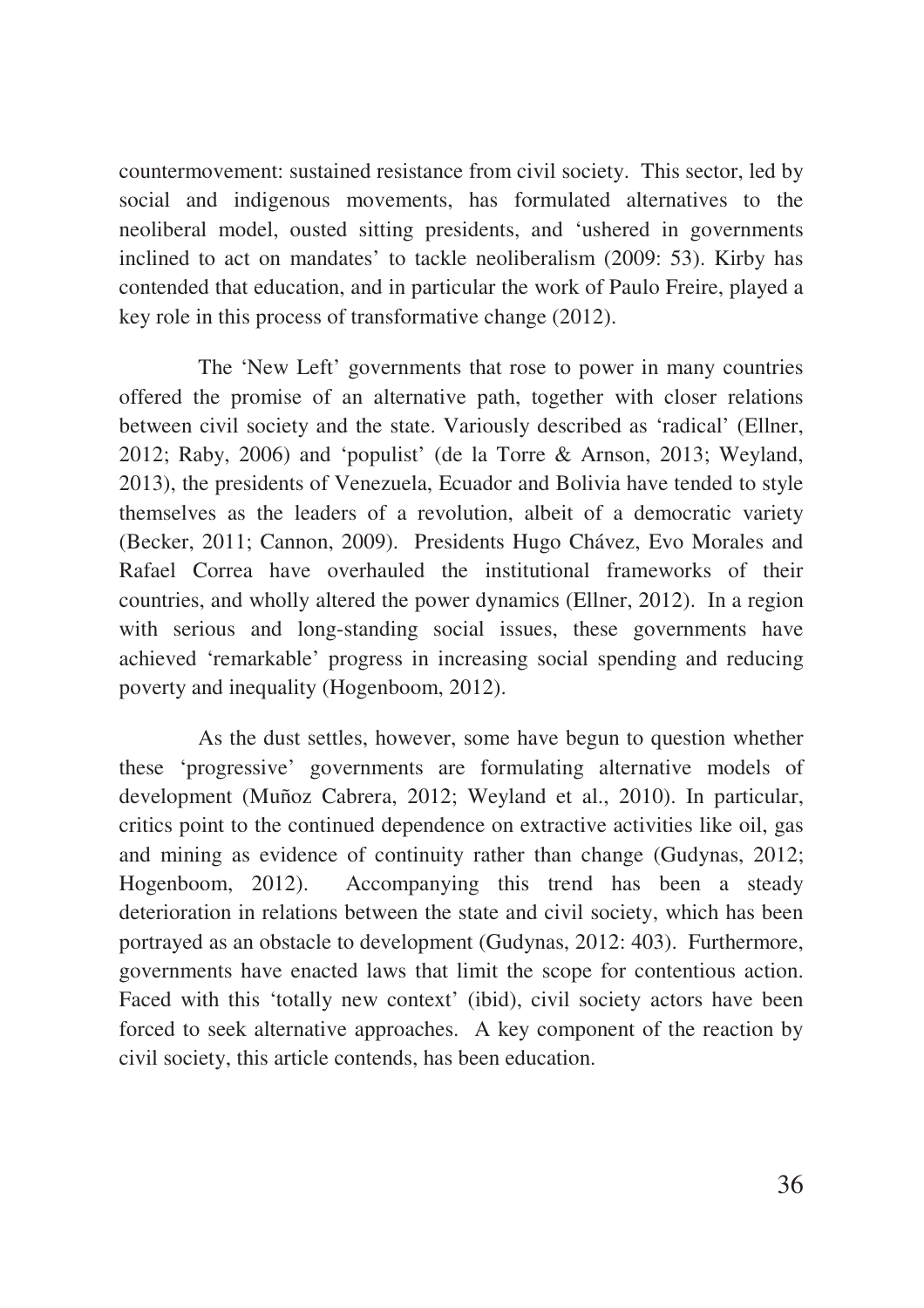countermovement: sustained resistance from civil society. This sector, led by social and indigenous movements, has formulated alternatives to the neoliberal model, ousted sitting presidents, and 'ushered in governments inclined to act on mandates' to tackle neoliberalism (2009: 53). Kirby has contended that education, and in particular the work of Paulo Freire, played a key role in this process of transformative change (2012).

The 'New Left' governments that rose to power in many countries offered the promise of an alternative path, together with closer relations between civil society and the state. Variously described as 'radical' (Ellner, 2012; Raby, 2006) and 'populist' (de la Torre & Arnson, 2013; Weyland, 2013), the presidents of Venezuela, Ecuador and Bolivia have tended to style themselves as the leaders of a revolution, albeit of a democratic variety (Becker, 2011; Cannon, 2009). Presidents Hugo Chávez, Evo Morales and Rafael Correa have overhauled the institutional frameworks of their countries, and wholly altered the power dynamics (Ellner, 2012). In a region with serious and long-standing social issues, these governments have achieved 'remarkable' progress in increasing social spending and reducing poverty and inequality (Hogenboom, 2012).

As the dust settles, however, some have begun to question whether these 'progressive' governments are formulating alternative models of development (Muñoz Cabrera, 2012; Weyland et al., 2010). In particular, critics point to the continued dependence on extractive activities like oil, gas and mining as evidence of continuity rather than change (Gudynas, 2012; Hogenboom, 2012). Accompanying this trend has been a steady deterioration in relations between the state and civil society, which has been portrayed as an obstacle to development (Gudynas, 2012: 403). Furthermore, governments have enacted laws that limit the scope for contentious action. Faced with this 'totally new context' (ibid), civil society actors have been forced to seek alternative approaches. A key component of the reaction by civil society, this article contends, has been education.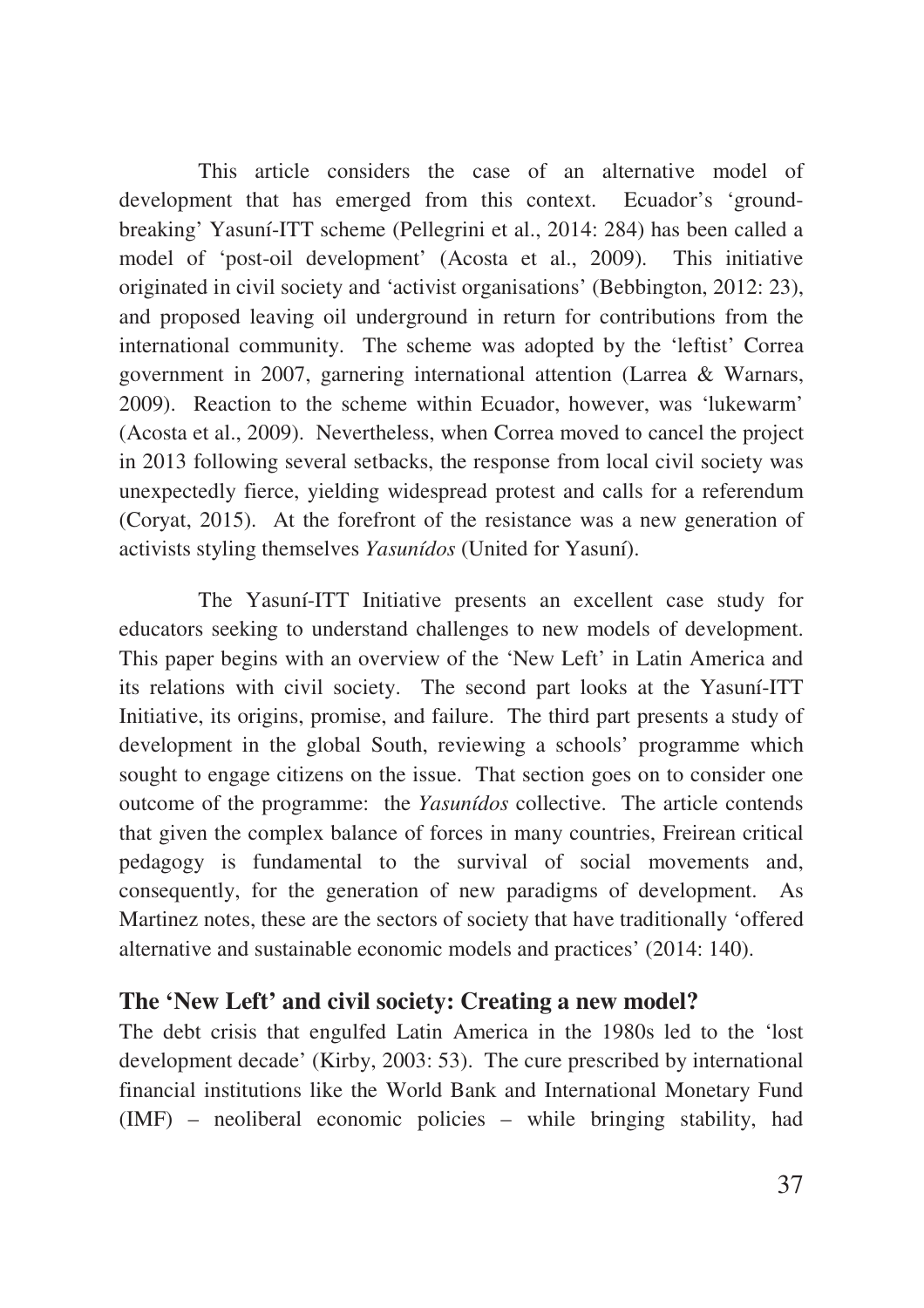This article considers the case of an alternative model of development that has emerged from this context. Ecuador's 'ground-breaking' Yasuní-ITT scheme (Pellegrini et al., 2014: 284) has been called a model of 'post-oil development' (Acosta et al., 2009). This initiative originated in civil society and 'activist organisations' (Bebbington, 2012: 23), and proposed leaving oil underground in return for contributions from the international community. The scheme was adopted by the 'leftist' Correa government in 2007, garnering international attention (Larrea & Warnars, 2009). Reaction to the scheme within Ecuador, however, was 'lukewarm' (Acosta et al., 2009). Nevertheless, when Correa moved to cancel the project in 2013 following several setbacks, the response from local civil society was unexpectedly fierce, yielding widespread protest and calls for a referendum (Coryat, 2015). At the forefront of the resistance was a new generation of activists styling themselves *Yasunídos* (United for Yasuní).

The Yasuní-ITT Initiative presents an excellent case study for educators seeking to understand challenges to new models of development. This paper begins with an overview of the 'New Left' in Latin America and its relations with civil society. The second part looks at the Yasuní-ITT Initiative, its origins, promise, and failure. The third part presents a study of development in the global South, reviewing a schools' programme which sought to engage citizens on the issue. That section goes on to consider one outcome of the programme: the *Yasunídos* collective. The article contends that given the complex balance of forces in many countries, Freirean critical pedagogy is fundamental to the survival of social movements and, consequently, for the generation of new paradigms of development. As Martinez notes, these are the sectors of society that have traditionally 'offered alternative and sustainable economic models and practices' (2014: 140).

## The 'New Left' and civil society: Creating a new model?

The debt crisis that engulfed Latin America in the 1980s led to the 'lost development decade' (Kirby, 2003: 53). The cure prescribed by international financial institutions like the World Bank and International Monetary Fund (IMF) – neoliberal economic policies – while bringing stability, had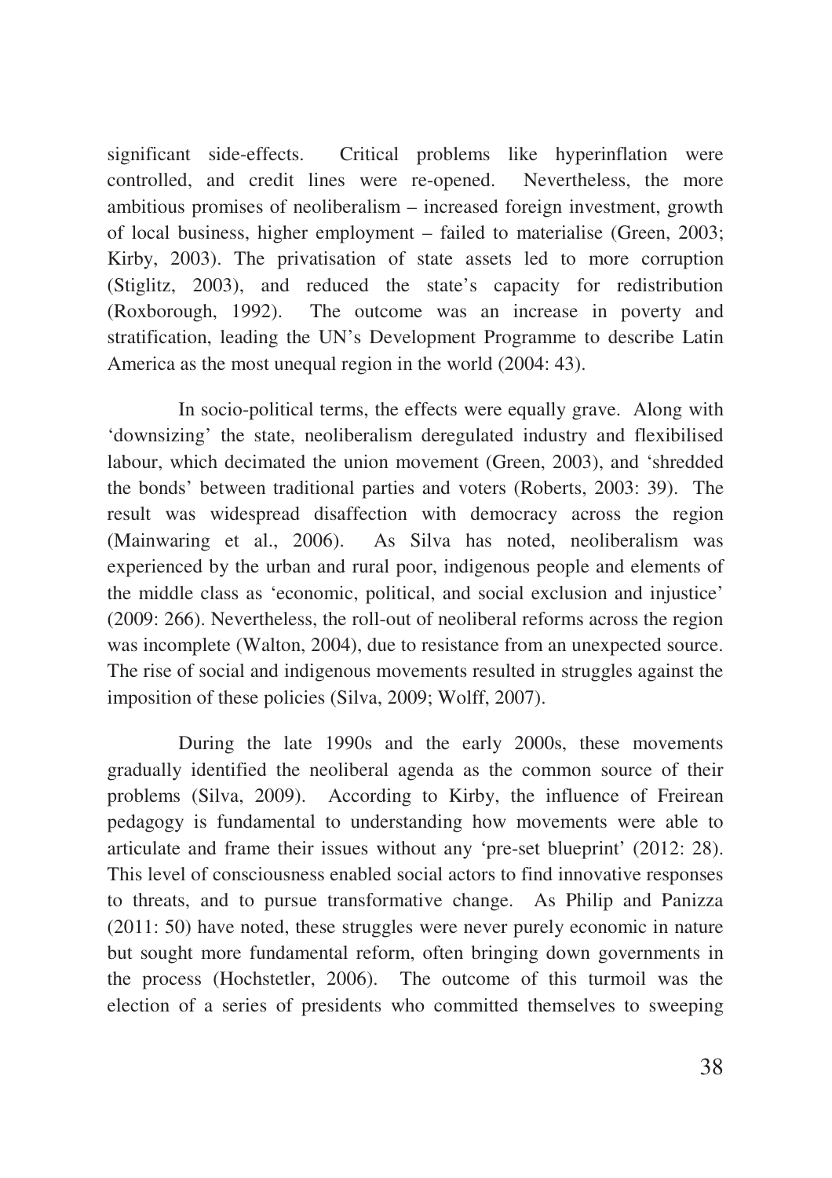significant side-effects. Critical problems like hyperinflation were controlled, and credit lines were re-opened. Nevertheless, the more ambitious promises of neoliberalism – increased foreign investment, growth of local business, higher employment – failed to materialise (Green, 2003; Kirby, 2003). The privatisation of state assets led to more corruption (Stiglitz, 2003), and reduced the state's capacity for redistribution (Roxborough, 1992). The outcome was an increase in poverty and stratification, leading the UN's Development Programme to describe Latin America as the most unequal region in the world (2004: 43).

In socio-political terms, the effects were equally grave. Along with 'downsizing' the state, neoliberalism deregulated industry and flexibilised labour, which decimated the union movement (Green, 2003), and 'shredded the bonds' between traditional parties and voters (Roberts, 2003: 39). The result was widespread disaffection with democracy across the region (Mainwaring et al., 2006). As Silva has noted, neoliberalism was experienced by the urban and rural poor, indigenous people and elements of the middle class as 'economic, political, and social exclusion and injustice' (2009: 266). Nevertheless, the roll-out of neoliberal reforms across the region was incomplete (Walton, 2004), due to resistance from an unexpected source. The rise of social and indigenous movements resulted in struggles against the imposition of these policies (Silva, 2009; Wolff, 2007).

During the late 1990s and the early 2000s, these movements gradually identified the neoliberal agenda as the common source of their problems (Silva, 2009). According to Kirby, the influence of Freirean pedagogy is fundamental to understanding how movements were able to articulate and frame their issues without any 'pre-set blueprint' (2012: 28). This level of consciousness enabled social actors to find innovative responses to threats, and to pursue transformative change. As Philip and Panizza (2011: 50) have noted, these struggles were never purely economic in nature but sought more fundamental reform, often bringing down governments in the process (Hochstetler, 2006). The outcome of this turmoil was the election of a series of presidents who committed themselves to sweeping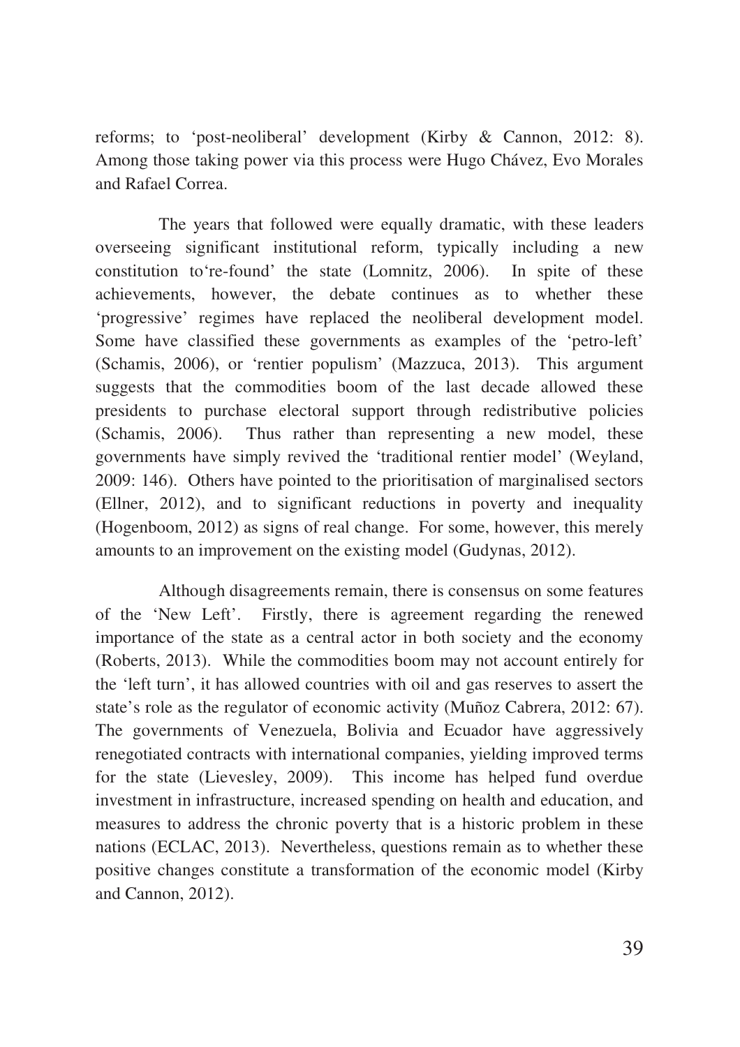reforms; to 'post-neoliberal' development (Kirby & Cannon, 2012: 8). Among those taking power via this process were Hugo Chávez, Evo Morales and Rafael Correa.

The years that followed were equally dramatic, with these leaders overseeing significant institutional reform, typically including a new constitution to're-found' the state (Lomnitz, 2006). In spite of these achievements, however, the debate continues as to whether these 'progressive' regimes have replaced the neoliberal development model. Some have classified these governments as examples of the 'petro-left' (Schamis, 2006), or 'rentier populism' (Mazzuca, 2013). This argument suggests that the commodities boom of the last decade allowed these presidents to purchase electoral support through redistributive policies (Schamis, 2006). Thus rather than representing a new model, these governments have simply revived the 'traditional rentier model' (Weyland, 2009: 146). Others have pointed to the prioritisation of marginalised sectors (Ellner, 2012), and to significant reductions in poverty and inequality (Hogenboom, 2012) as signs of real change. For some, however, this merely amounts to an improvement on the existing model (Gudynas, 2012).

Although disagreements remain, there is consensus on some features of the 'New Left'. Firstly, there is agreement regarding the renewed importance of the state as a central actor in both society and the economy (Roberts, 2013). While the commodities boom may not account entirely for the 'left turn', it has allowed countries with oil and gas reserves to assert the state's role as the regulator of economic activity (Muñoz Cabrera, 2012: 67). The governments of Venezuela, Bolivia and Ecuador have aggressively renegotiated contracts with international companies, yielding improved terms for the state (Lievesley, 2009). This income has helped fund overdue investment in infrastructure, increased spending on health and education, and measures to address the chronic poverty that is a historic problem in these nations (ECLAC, 2013). Nevertheless, questions remain as to whether these positive changes constitute a transformation of the economic model (Kirby and Cannon, 2012).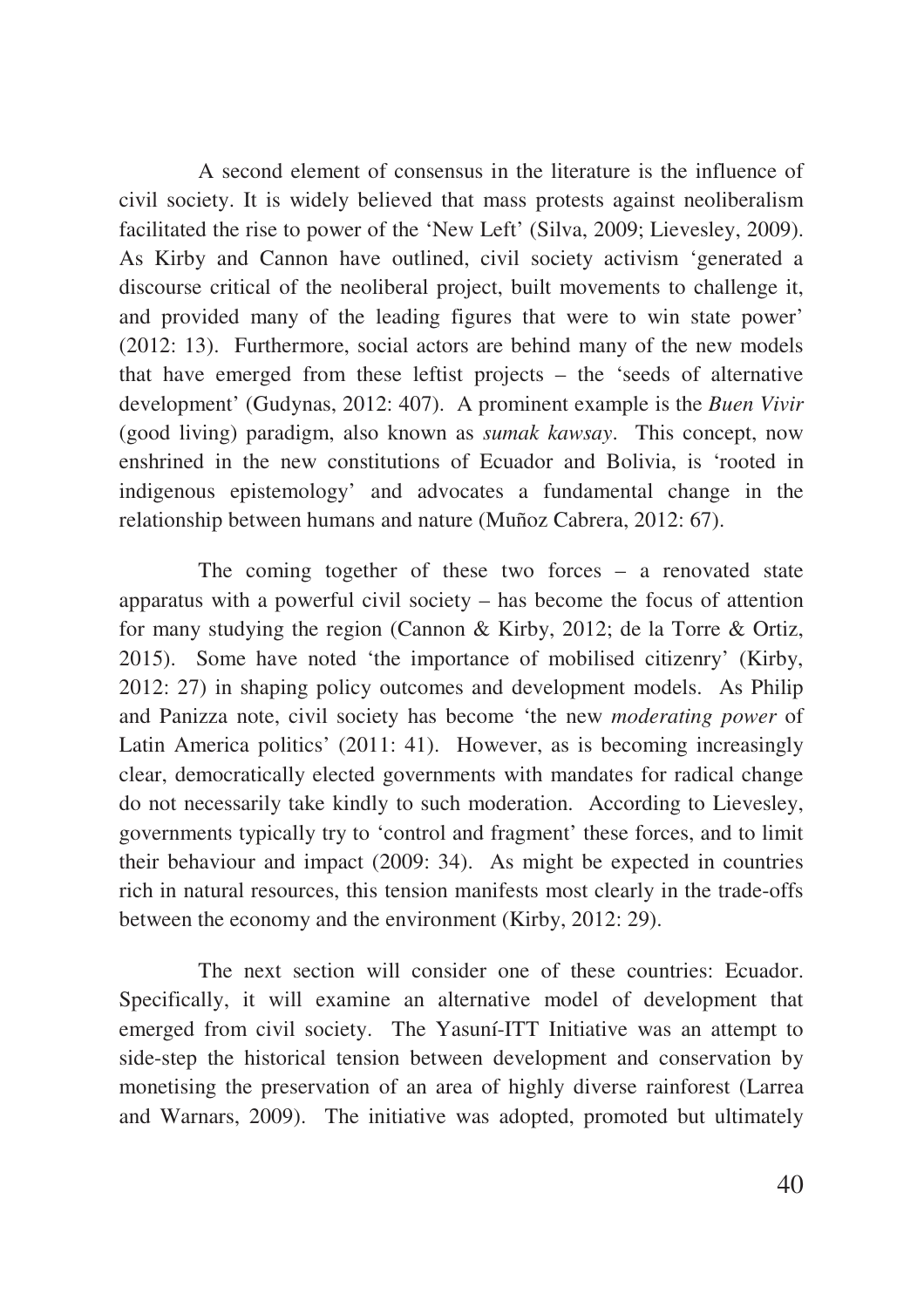A second element of consensus in the literature is the influence of civil society. It is widely believed that mass protests against neoliberalism facilitated the rise to power of the 'New Left' (Silva, 2009; Lievesley, 2009). As Kirby and Cannon have outlined, civil society activism 'generated a discourse critical of the neoliberal project, built movements to challenge it, and provided many of the leading figures that were to win state power' (2012: 13). Furthermore, social actors are behind many of the new models that have emerged from these leftist projects – the 'seeds of alternative development' (Gudynas, 2012: 407). A prominent example is the *Buen Vivir* (good living) paradigm, also known as *sumak kawsay*. This concept, now enshrined in the new constitutions of Ecuador and Bolivia, is 'rooted in indigenous epistemology' and advocates a fundamental change in the relationship between humans and nature (Muñoz Cabrera, 2012: 67).

The coming together of these two forces – a renovated state apparatus with a powerful civil society – has become the focus of attention for many studying the region (Cannon & Kirby, 2012; de la Torre & Ortiz, 2015). Some have noted 'the importance of mobilised citizenry' (Kirby, 2012: 27) in shaping policy outcomes and development models. As Philip and Panizza note, civil society has become 'the new *moderating power* of Latin America politics' (2011: 41). However, as is becoming increasingly clear, democratically elected governments with mandates for radical change do not necessarily take kindly to such moderation. According to Lievesley, governments typically try to 'control and fragment' these forces, and to limit their behaviour and impact (2009: 34). As might be expected in countries rich in natural resources, this tension manifests most clearly in the trade-offs between the economy and the environment (Kirby, 2012: 29).

The next section will consider one of these countries: Ecuador. Specifically, it will examine an alternative model of development that emerged from civil society. The Yasuní-ITT Initiative was an attempt to side-step the historical tension between development and conservation by monetising the preservation of an area of highly diverse rainforest (Larrea and Warnars, 2009). The initiative was adopted, promoted but ultimately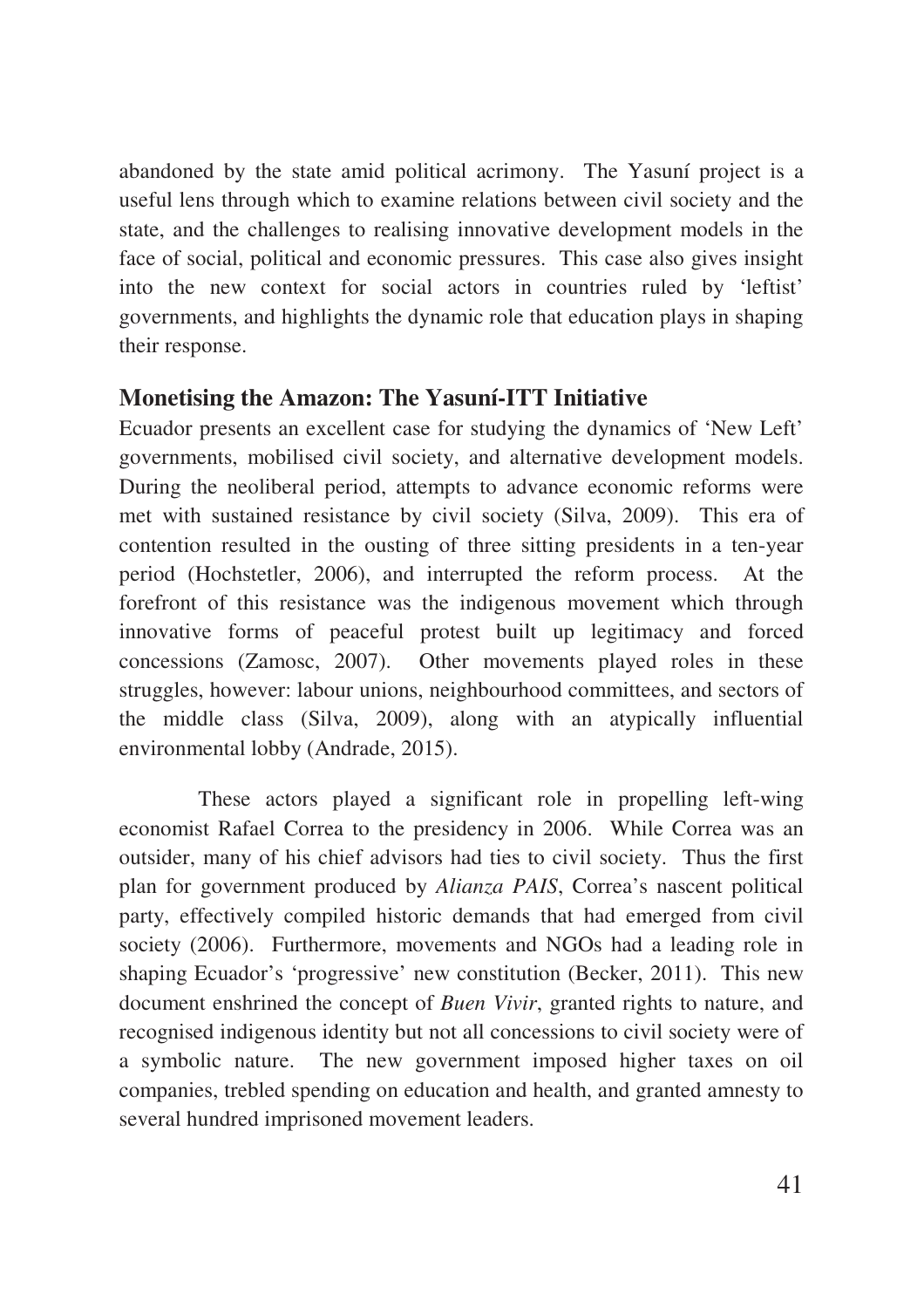abandoned by the state amid political acrimony. The Yasuní project is a useful lens through which to examine relations between civil society and the state, and the challenges to realising innovative development models in the face of social, political and economic pressures. This case also gives insight into the new context for social actors in countries ruled by 'leftist' governments, and highlights the dynamic role that education plays in shaping their response.

## Monetising the Amazon: The Yasuní-ITT Initiative

Ecuador presents an excellent case for studying the dynamics of 'New Left' governments, mobilised civil society, and alternative development models. During the neoliberal period, attempts to advance economic reforms were met with sustained resistance by civil society (Silva, 2009). This era of contention resulted in the ousting of three sitting presidents in a ten-year period (Hochstetler, 2006), and interrupted the reform process. At the forefront of this resistance was the indigenous movement which through innovative forms of peaceful protest built up legitimacy and forced concessions (Zamosc, 2007). Other movements played roles in these struggles, however: labour unions, neighbourhood committees, and sectors of the middle class (Silva, 2009), along with an atypically influential environmental lobby (Andrade, 2015).

These actors played a significant role in propelling left-wing economist Rafael Correa to the presidency in 2006. While Correa was an outsider, many of his chief advisors had ties to civil society. Thus the first plan for government produced by *Alianza PAIS*, Correa's nascent political party, effectively compiled historic demands that had emerged from civil society (2006). Furthermore, movements and NGOs had a leading role in shaping Ecuador's 'progressive' new constitution (Becker, 2011). This new document enshrined the concept of *Buen Vivir*, granted rights to nature, and recognised indigenous identity but not all concessions to civil society were of a symbolic nature. The new government imposed higher taxes on oil companies, trebled spending on education and health, and granted amnesty to several hundred imprisoned movement leaders.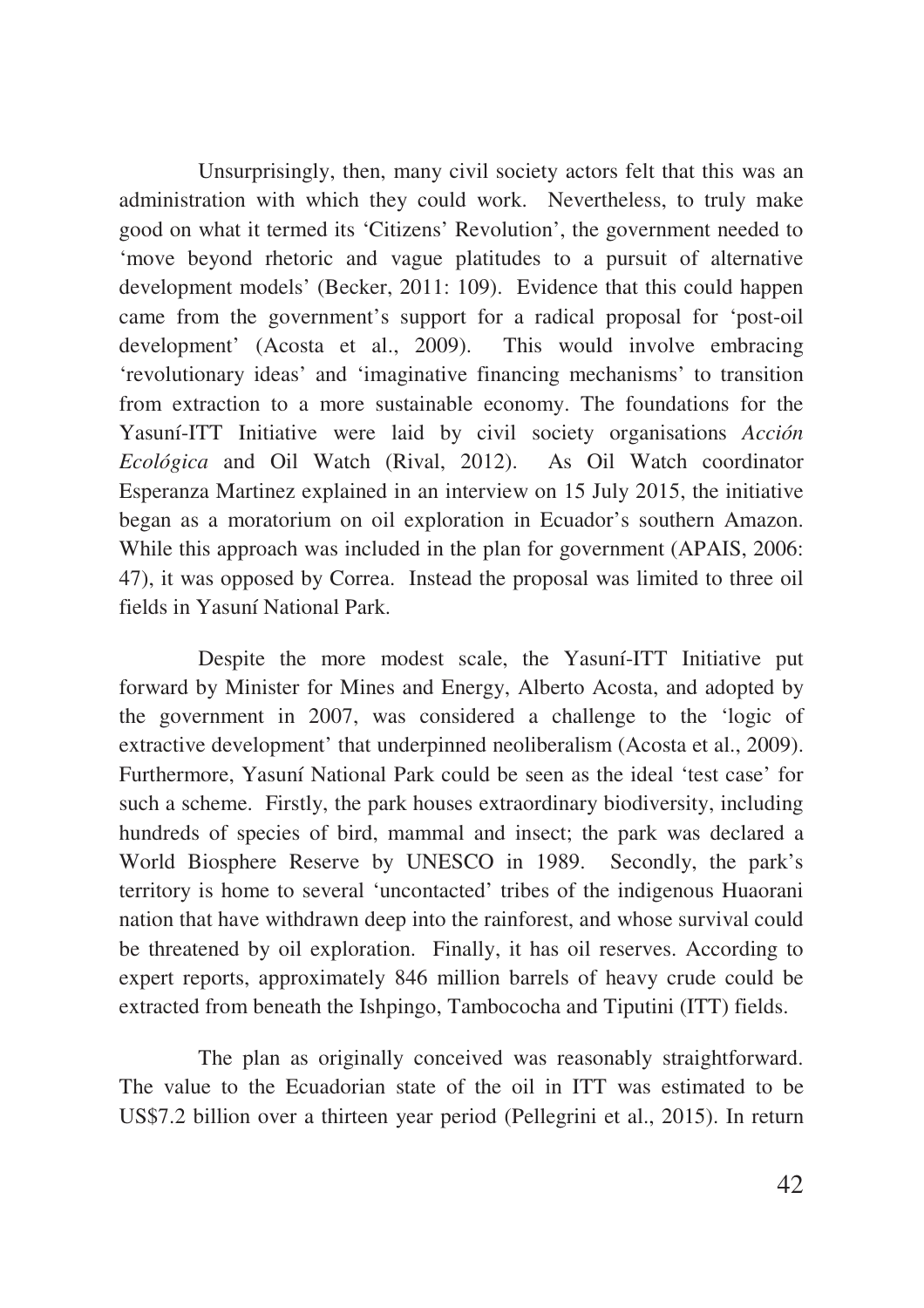Unsurprisingly, then, many civil society actors felt that this was an administration with which they could work. Nevertheless, to truly make good on what it termed its 'Citizens' Revolution', the government needed to 'move beyond rhetoric and vague platitudes to a pursuit of alternative development models' (Becker, 2011: 109). Evidence that this could happen came from the government's support for a radical proposal for 'post-oil development' (Acosta et al., 2009). This would involve embracing 'revolutionary ideas' and 'imaginative financing mechanisms' to transition from extraction to a more sustainable economy. The foundations for the Yasuní-ITT Initiative were laid by civil society organisations *Acción Ecológica* and Oil Watch (Rival, 2012). As Oil Watch coordinator Esperanza Martinez explained in an interview on 15 July 2015, the initiative began as a moratorium on oil exploration in Ecuador's southern Amazon. While this approach was included in the plan for government (APAIS, 2006: 47), it was opposed by Correa. Instead the proposal was limited to three oil fields in Yasuní National Park.

Despite the more modest scale, the Yasuní-ITT Initiative put forward by Minister for Mines and Energy, Alberto Acosta, and adopted by the government in 2007, was considered a challenge to the 'logic of extractive development' that underpinned neoliberalism (Acosta et al., 2009). Furthermore, Yasuní National Park could be seen as the ideal 'test case' for such a scheme. Firstly, the park houses extraordinary biodiversity, including hundreds of species of bird, mammal and insect; the park was declared a World Biosphere Reserve by UNESCO in 1989. Secondly, the park's territory is home to several 'uncontacted' tribes of the indigenous Huaorani nation that have withdrawn deep into the rainforest, and whose survival could be threatened by oil exploration. Finally, it has oil reserves. According to expert reports, approximately 846 million barrels of heavy crude could be extracted from beneath the Ishpingo, Tambococha and Tiputini (ITT) fields.

The plan as originally conceived was reasonably straightforward. The value to the Ecuadorian state of the oil in ITT was estimated to be US$7.2 billion over a thirteen year period (Pellegrini et al., 2015). In return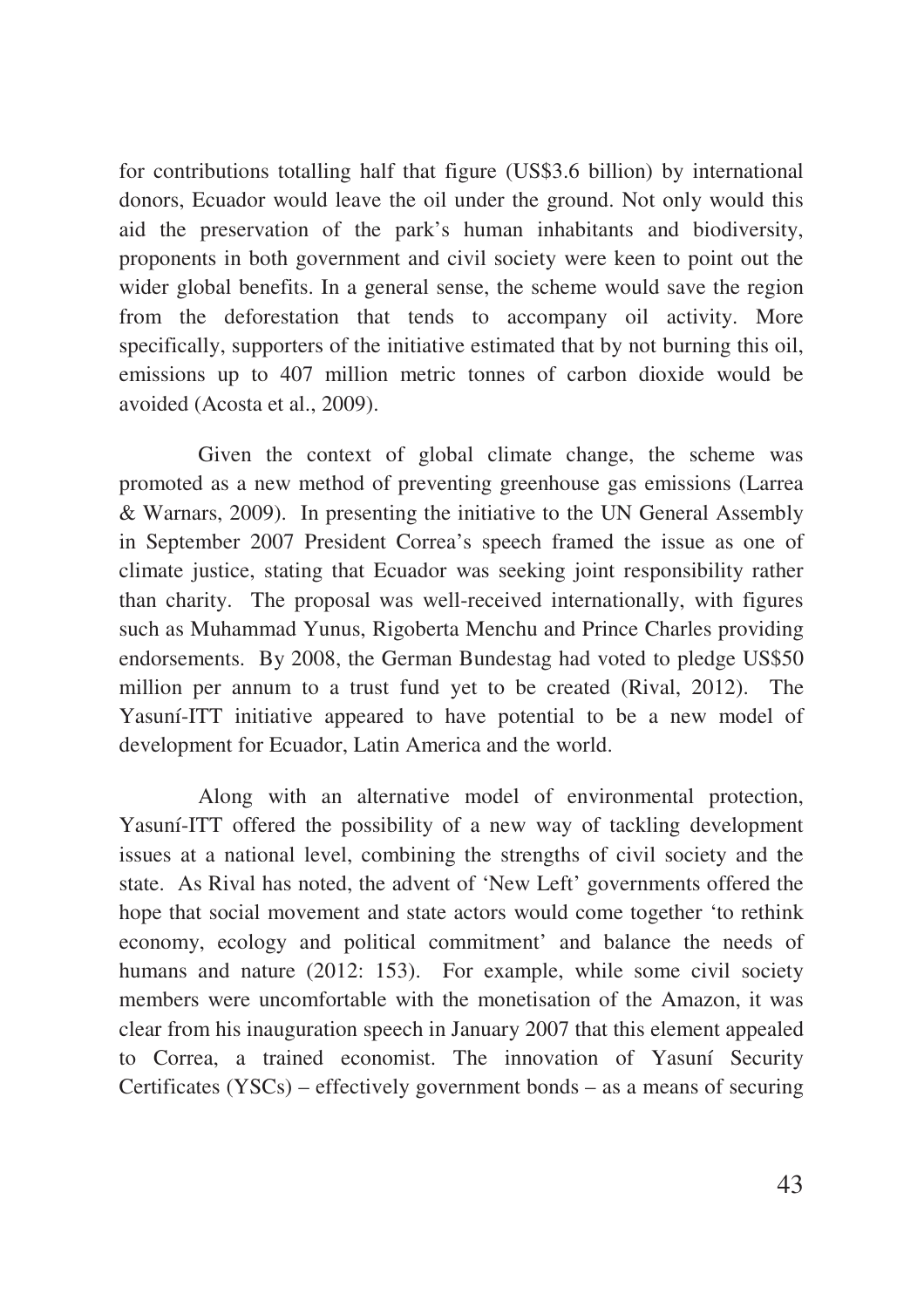for contributions totalling half that figure (US$3.6 billion) by international donors, Ecuador would leave the oil under the ground. Not only would this aid the preservation of the park's human inhabitants and biodiversity, proponents in both government and civil society were keen to point out the wider global benefits. In a general sense, the scheme would save the region from the deforestation that tends to accompany oil activity. More specifically, supporters of the initiative estimated that by not burning this oil, emissions up to 407 million metric tonnes of carbon dioxide would be avoided (Acosta et al., 2009).

Given the context of global climate change, the scheme was promoted as a new method of preventing greenhouse gas emissions (Larrea & Warnars, 2009). In presenting the initiative to the UN General Assembly in September 2007 President Correa's speech framed the issue as one of climate justice, stating that Ecuador was seeking joint responsibility rather than charity. The proposal was well-received internationally, with figures such as Muhammad Yunus, Rigoberta Menchu and Prince Charles providing endorsements. By 2008, the German Bundestag had voted to pledge US$50 million per annum to a trust fund yet to be created (Rival, 2012). The Yasuní-ITT initiative appeared to have potential to be a new model of development for Ecuador, Latin America and the world.

Along with an alternative model of environmental protection, Yasuní-ITT offered the possibility of a new way of tackling development issues at a national level, combining the strengths of civil society and the state. As Rival has noted, the advent of 'New Left' governments offered the hope that social movement and state actors would come together 'to rethink economy, ecology and political commitment' and balance the needs of humans and nature (2012: 153). For example, while some civil society members were uncomfortable with the monetisation of the Amazon, it was clear from his inauguration speech in January 2007 that this element appealed to Correa, a trained economist. The innovation of Yasuní Security Certificates (YSCs) – effectively government bonds – as a means of securing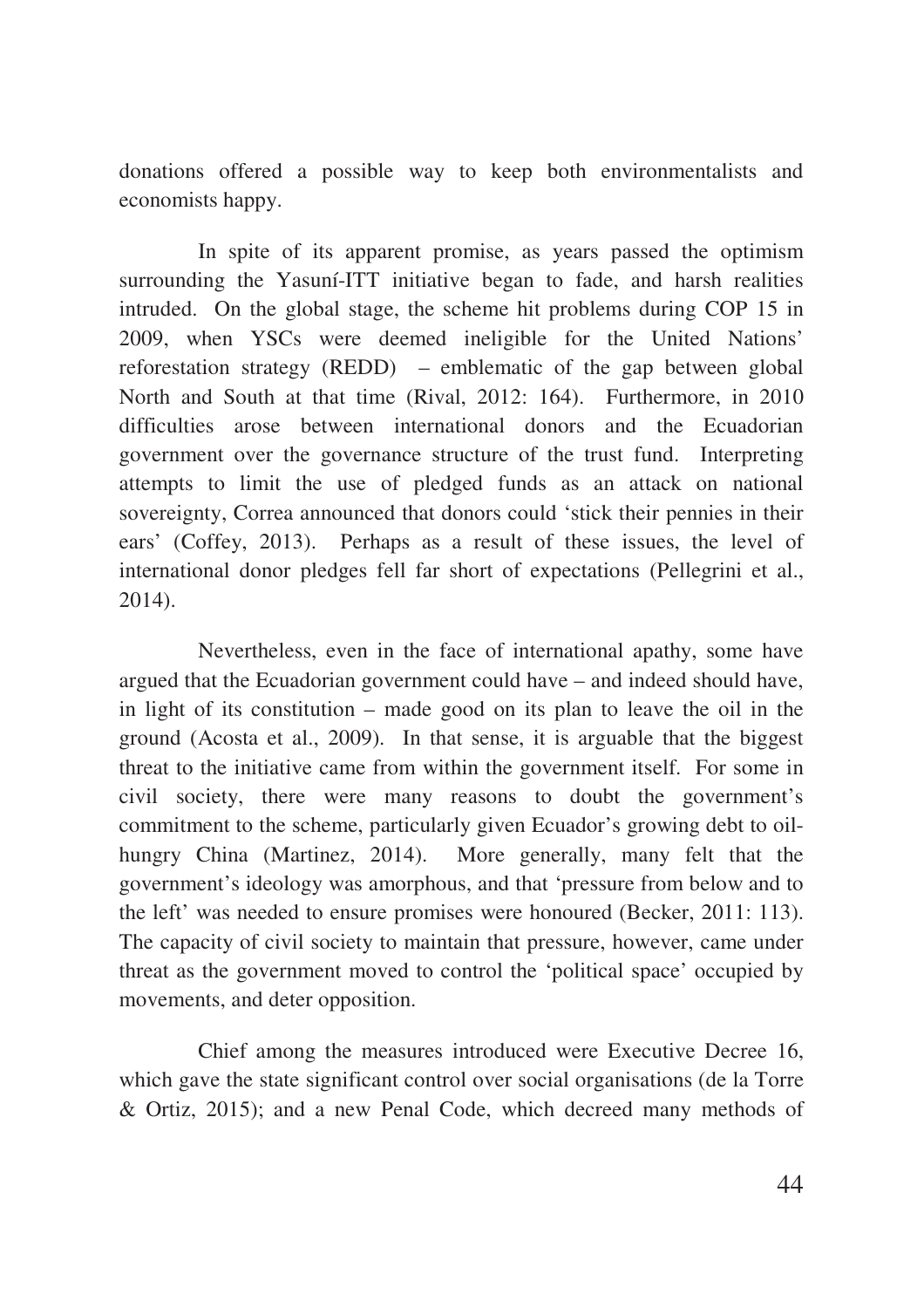donations offered a possible way to keep both environmentalists and economists happy.

In spite of its apparent promise, as years passed the optimism surrounding the Yasuní-ITT initiative began to fade, and harsh realities intruded. On the global stage, the scheme hit problems during COP 15 in 2009, when YSCs were deemed ineligible for the United Nations' reforestation strategy (REDD) – emblematic of the gap between global North and South at that time (Rival, 2012: 164). Furthermore, in 2010 difficulties arose between international donors and the Ecuadorian government over the governance structure of the trust fund. Interpreting attempts to limit the use of pledged funds as an attack on national sovereignty, Correa announced that donors could 'stick their pennies in their ears' (Coffey, 2013). Perhaps as a result of these issues, the level of international donor pledges fell far short of expectations (Pellegrini et al., 2014).

Nevertheless, even in the face of international apathy, some have argued that the Ecuadorian government could have – and indeed should have, in light of its constitution – made good on its plan to leave the oil in the ground (Acosta et al., 2009). In that sense, it is arguable that the biggest threat to the initiative came from within the government itself. For some in civil society, there were many reasons to doubt the government's commitment to the scheme, particularly given Ecuador's growing debt to oil-hungry China (Martinez, 2014). More generally, many felt that the government's ideology was amorphous, and that 'pressure from below and to the left' was needed to ensure promises were honoured (Becker, 2011: 113). The capacity of civil society to maintain that pressure, however, came under threat as the government moved to control the 'political space' occupied by movements, and deter opposition.

Chief among the measures introduced were Executive Decree 16, which gave the state significant control over social organisations (de la Torre & Ortiz, 2015); and a new Penal Code, which decreed many methods of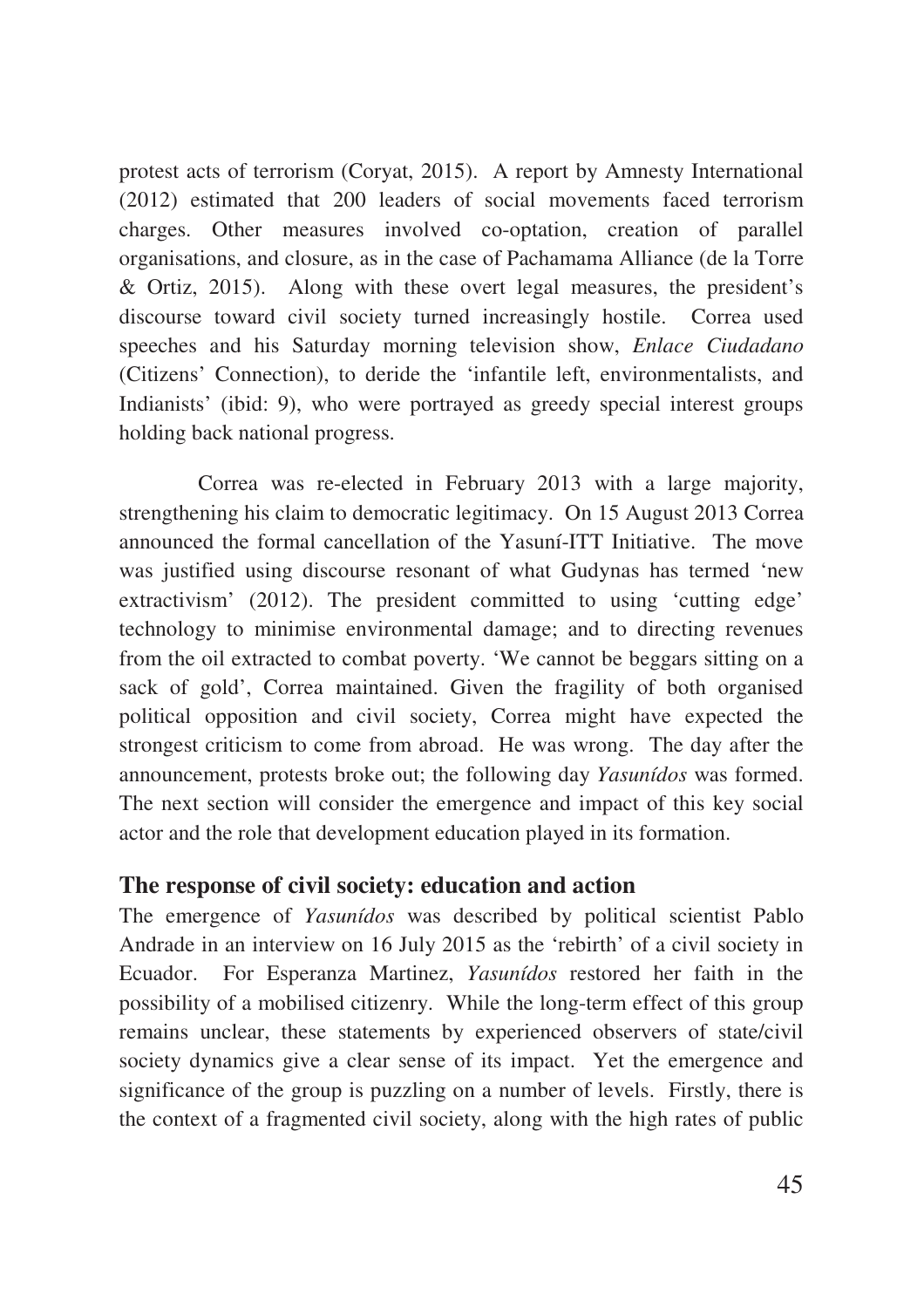protest acts of terrorism (Coryat, 2015). A report by Amnesty International (2012) estimated that 200 leaders of social movements faced terrorism charges. Other measures involved co-optation, creation of parallel organisations, and closure, as in the case of Pachamama Alliance (de la Torre & Ortiz, 2015). Along with these overt legal measures, the president's discourse toward civil society turned increasingly hostile. Correa used speeches and his Saturday morning television show, *Enlace Ciudadano* (Citizens' Connection), to deride the 'infantile left, environmentalists, and Indianists' (ibid: 9), who were portrayed as greedy special interest groups holding back national progress.

Correa was re-elected in February 2013 with a large majority, strengthening his claim to democratic legitimacy. On 15 August 2013 Correa announced the formal cancellation of the Yasuní-ITT Initiative. The move was justified using discourse resonant of what Gudynas has termed 'new extractivism' (2012). The president committed to using 'cutting edge' technology to minimise environmental damage; and to directing revenues from the oil extracted to combat poverty. 'We cannot be beggars sitting on a sack of gold', Correa maintained. Given the fragility of both organised political opposition and civil society, Correa might have expected the strongest criticism to come from abroad. He was wrong. The day after the announcement, protests broke out; the following day *Yasunídos* was formed. The next section will consider the emergence and impact of this key social actor and the role that development education played in its formation.

## The response of civil society: education and action

The emergence of *Yasunídos* was described by political scientist Pablo Andrade in an interview on 16 July 2015 as the 'rebirth' of a civil society in Ecuador. For Esperanza Martinez, *Yasunídos* restored her faith in the possibility of a mobilised citizenry. While the long-term effect of this group remains unclear, these statements by experienced observers of state/civil society dynamics give a clear sense of its impact. Yet the emergence and significance of the group is puzzling on a number of levels. Firstly, there is the context of a fragmented civil society, along with the high rates of public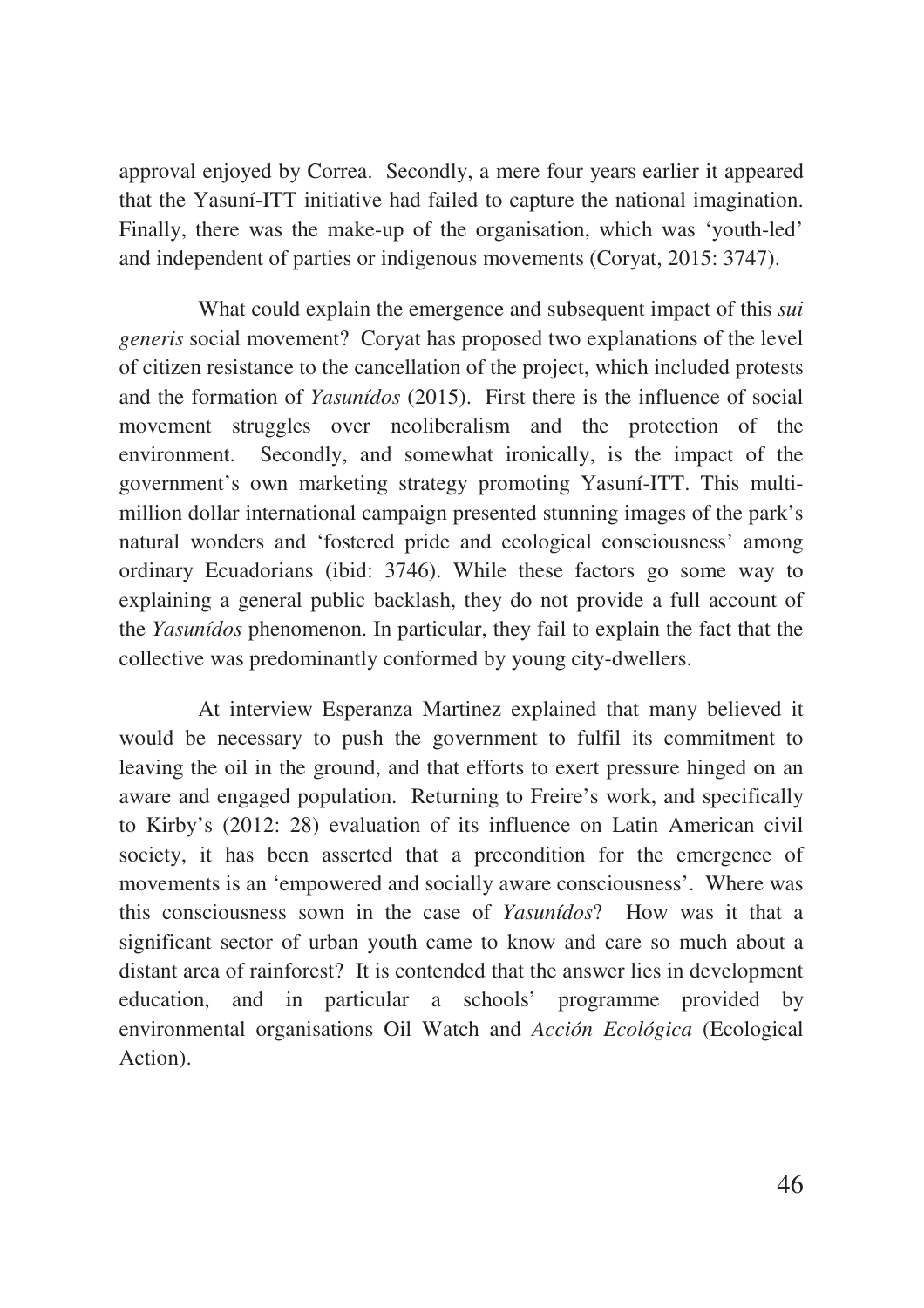approval enjoyed by Correa. Secondly, a mere four years earlier it appeared that the Yasuní-ITT initiative had failed to capture the national imagination. Finally, there was the make-up of the organisation, which was 'youth-led' and independent of parties or indigenous movements (Coryat, 2015: 3747).

What could explain the emergence and subsequent impact of this *sui generis* social movement? Coryat has proposed two explanations of the level of citizen resistance to the cancellation of the project, which included protests and the formation of *Yasunídos* (2015). First there is the influence of social movement struggles over neoliberalism and the protection of the environment. Secondly, and somewhat ironically, is the impact of the government's own marketing strategy promoting Yasuní-ITT. This multi-million dollar international campaign presented stunning images of the park's natural wonders and 'fostered pride and ecological consciousness' among ordinary Ecuadorians (ibid: 3746). While these factors go some way to explaining a general public backlash, they do not provide a full account of the *Yasunídos* phenomenon. In particular, they fail to explain the fact that the collective was predominantly conformed by young city-dwellers.

At interview Esperanza Martinez explained that many believed it would be necessary to push the government to fulfil its commitment to leaving the oil in the ground, and that efforts to exert pressure hinged on an aware and engaged population. Returning to Freire's work, and specifically to Kirby's (2012: 28) evaluation of its influence on Latin American civil society, it has been asserted that a precondition for the emergence of movements is an 'empowered and socially aware consciousness'. Where was this consciousness sown in the case of *Yasunídos*? How was it that a significant sector of urban youth came to know and care so much about a distant area of rainforest? It is contended that the answer lies in development education, and in particular a schools' programme provided by environmental organisations Oil Watch and *Acción Ecológica* (Ecological Action).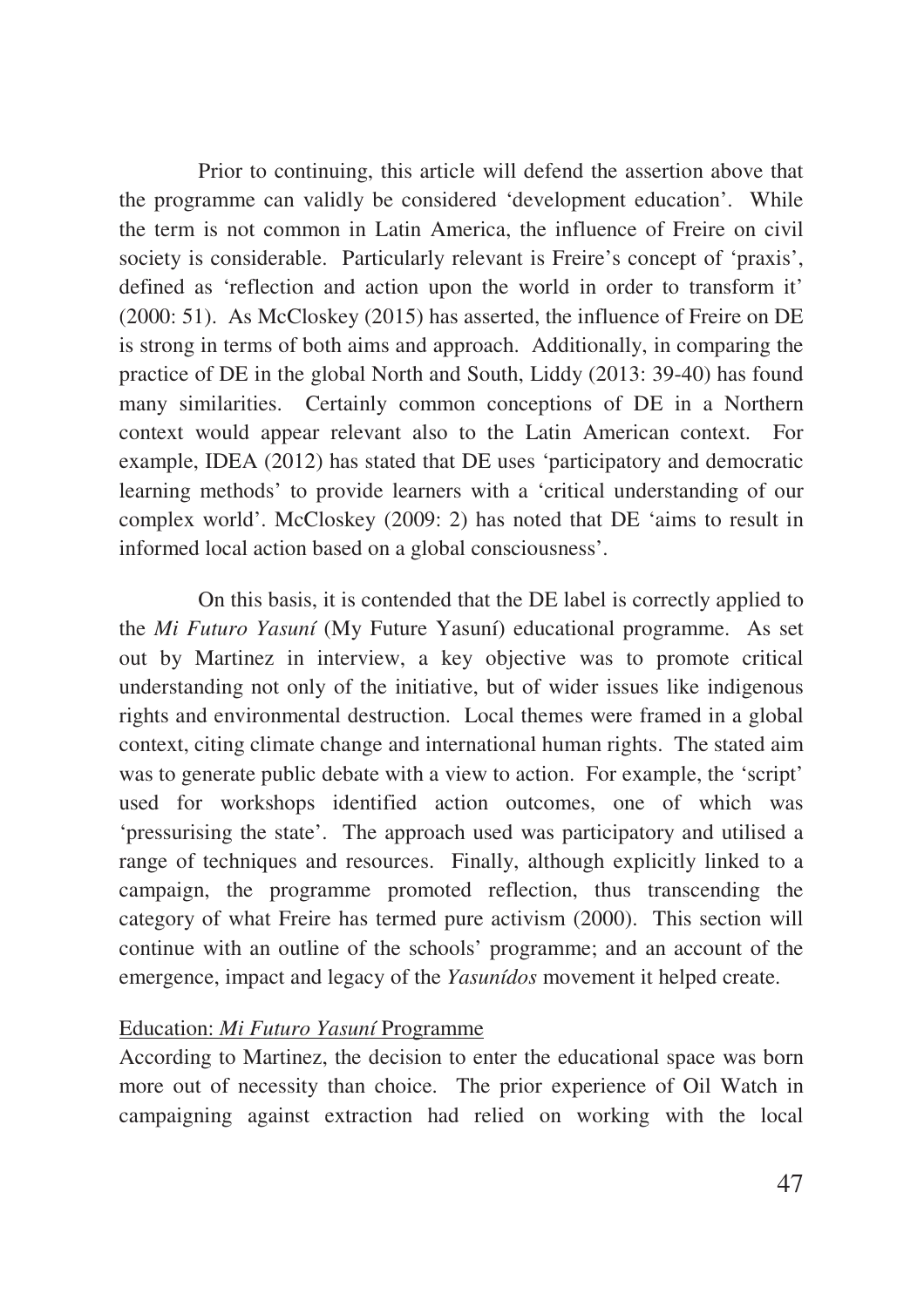Prior to continuing, this article will defend the assertion above that the programme can validly be considered 'development education'. While the term is not common in Latin America, the influence of Freire on civil society is considerable. Particularly relevant is Freire's concept of 'praxis', defined as 'reflection and action upon the world in order to transform it' (2000: 51). As McCloskey (2015) has asserted, the influence of Freire on DE is strong in terms of both aims and approach. Additionally, in comparing the practice of DE in the global North and South, Liddy (2013: 39-40) has found many similarities. Certainly common conceptions of DE in a Northern context would appear relevant also to the Latin American context. For example, IDEA (2012) has stated that DE uses 'participatory and democratic learning methods' to provide learners with a 'critical understanding of our complex world'. McCloskey (2009: 2) has noted that DE 'aims to result in informed local action based on a global consciousness'.

On this basis, it is contended that the DE label is correctly applied to the *Mi Futuro Yasuní* (My Future Yasuní) educational programme. As set out by Martinez in interview, a key objective was to promote critical understanding not only of the initiative, but of wider issues like indigenous rights and environmental destruction. Local themes were framed in a global context, citing climate change and international human rights. The stated aim was to generate public debate with a view to action. For example, the 'script' used for workshops identified action outcomes, one of which was 'pressurising the state'. The approach used was participatory and utilised a range of techniques and resources. Finally, although explicitly linked to a campaign, the programme promoted reflection, thus transcending the category of what Freire has termed pure activism (2000). This section will continue with an outline of the schools' programme; and an account of the emergence, impact and legacy of the *Yasunídos* movement it helped create.

## Education: *Mi Futuro Yasuní* Programme

According to Martinez, the decision to enter the educational space was born more out of necessity than choice. The prior experience of Oil Watch in campaigning against extraction had relied on working with the local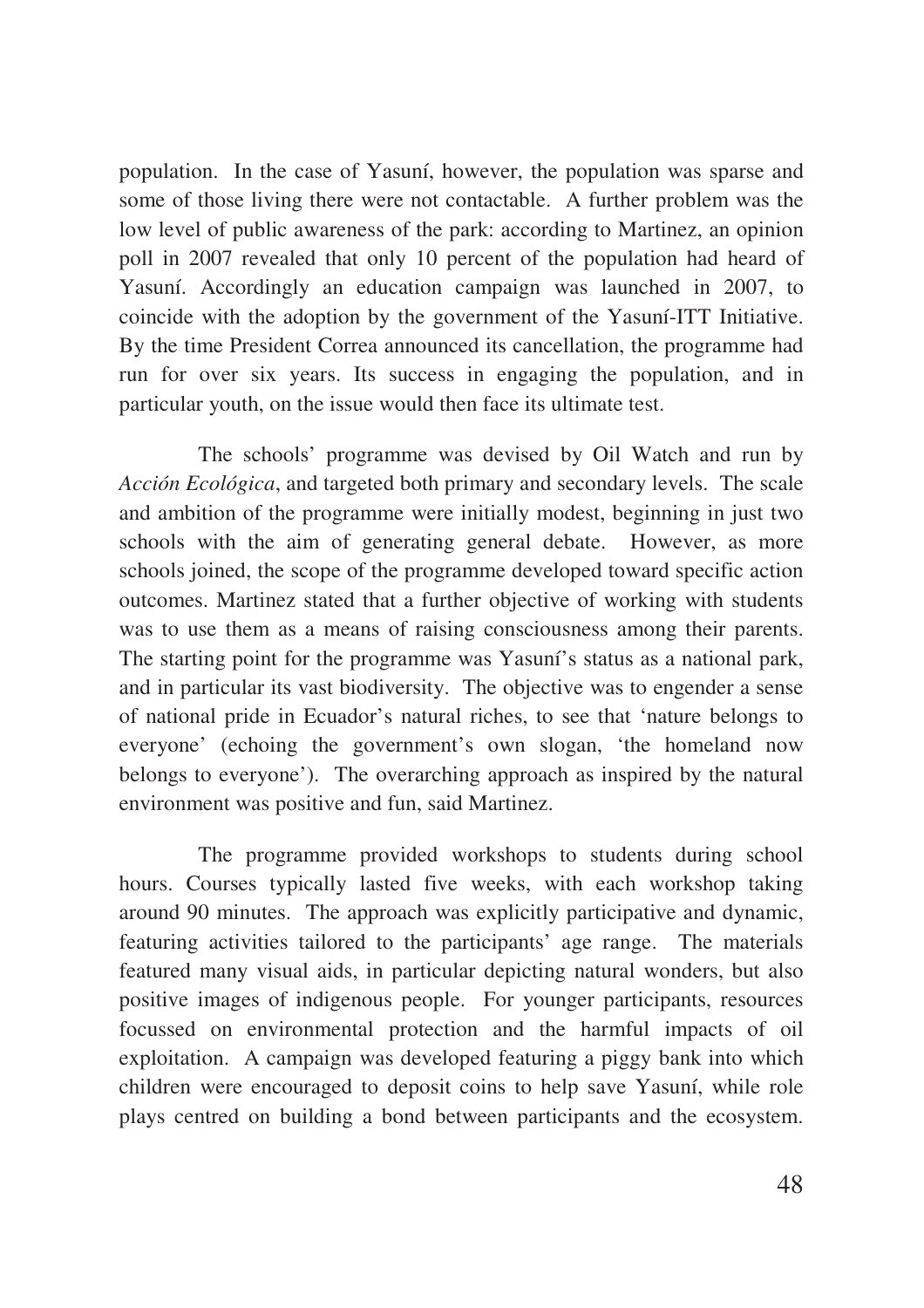population. In the case of Yasuní, however, the population was sparse and some of those living there were not contactable. A further problem was the low level of public awareness of the park: according to Martinez, an opinion poll in 2007 revealed that only 10 percent of the population had heard of Yasuní. Accordingly an education campaign was launched in 2007, to coincide with the adoption by the government of the Yasuní-ITT Initiative. By the time President Correa announced its cancellation, the programme had run for over six years. Its success in engaging the population, and in particular youth, on the issue would then face its ultimate test.

The schools' programme was devised by Oil Watch and run by *Acción Ecológica*, and targeted both primary and secondary levels. The scale and ambition of the programme were initially modest, beginning in just two schools with the aim of generating general debate. However, as more schools joined, the scope of the programme developed toward specific action outcomes. Martinez stated that a further objective of working with students was to use them as a means of raising consciousness among their parents. The starting point for the programme was Yasuní's status as a national park, and in particular its vast biodiversity. The objective was to engender a sense of national pride in Ecuador's natural riches, to see that 'nature belongs to everyone' (echoing the government's own slogan, 'the homeland now belongs to everyone'). The overarching approach as inspired by the natural environment was positive and fun, said Martinez.

The programme provided workshops to students during school hours. Courses typically lasted five weeks, with each workshop taking around 90 minutes. The approach was explicitly participative and dynamic, featuring activities tailored to the participants' age range. The materials featured many visual aids, in particular depicting natural wonders, but also positive images of indigenous people. For younger participants, resources focussed on environmental protection and the harmful impacts of oil exploitation. A campaign was developed featuring a piggy bank into which children were encouraged to deposit coins to help save Yasuní, while role plays centred on building a bond between participants and the ecosystem.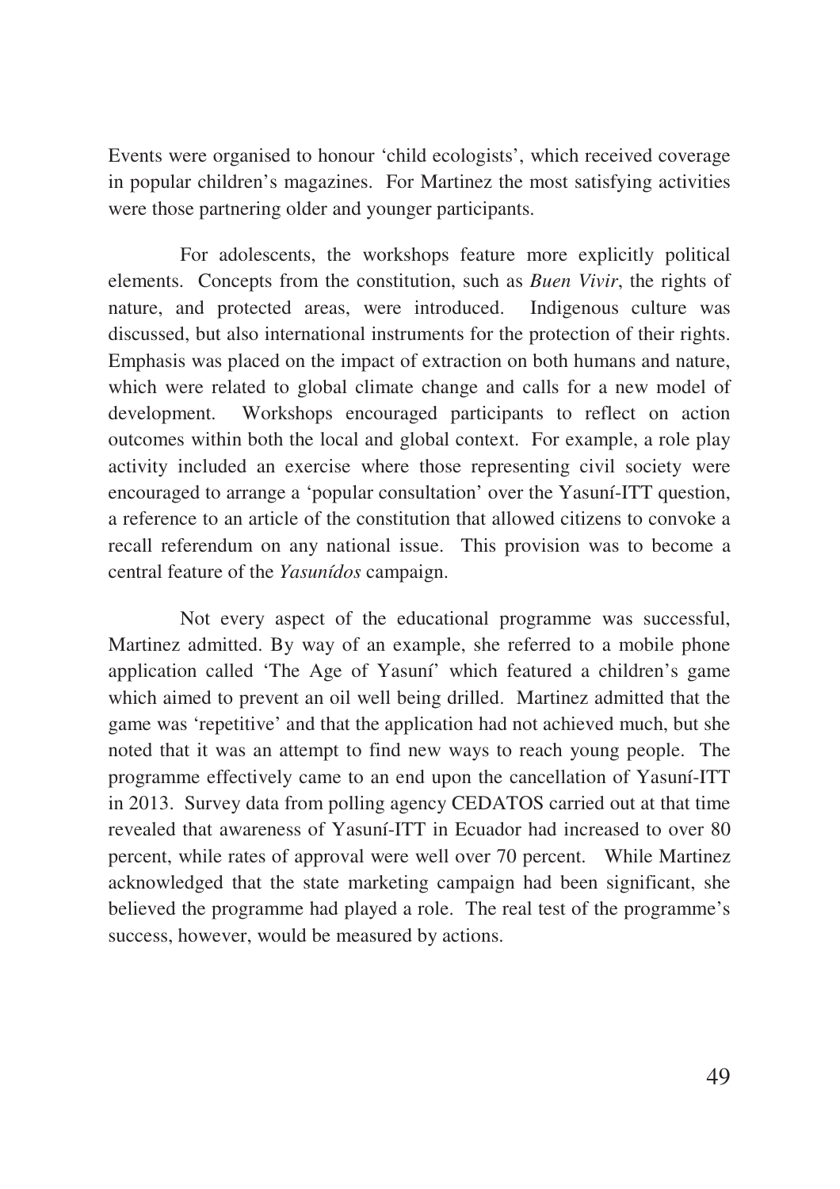Events were organised to honour 'child ecologists', which received coverage in popular children's magazines. For Martinez the most satisfying activities were those partnering older and younger participants.

For adolescents, the workshops feature more explicitly political elements. Concepts from the constitution, such as *Buen Vivir*, the rights of nature, and protected areas, were introduced. Indigenous culture was discussed, but also international instruments for the protection of their rights. Emphasis was placed on the impact of extraction on both humans and nature, which were related to global climate change and calls for a new model of development. Workshops encouraged participants to reflect on action outcomes within both the local and global context. For example, a role play activity included an exercise where those representing civil society were encouraged to arrange a 'popular consultation' over the Yasuní-ITT question, a reference to an article of the constitution that allowed citizens to convoke a recall referendum on any national issue. This provision was to become a central feature of the *Yasunídos* campaign.

Not every aspect of the educational programme was successful, Martinez admitted. By way of an example, she referred to a mobile phone application called 'The Age of Yasuní' which featured a children's game which aimed to prevent an oil well being drilled. Martinez admitted that the game was 'repetitive' and that the application had not achieved much, but she noted that it was an attempt to find new ways to reach young people. The programme effectively came to an end upon the cancellation of Yasuní-ITT in 2013. Survey data from polling agency CEDATOS carried out at that time revealed that awareness of Yasuní-ITT in Ecuador had increased to over 80 percent, while rates of approval were well over 70 percent. While Martinez acknowledged that the state marketing campaign had been significant, she believed the programme had played a role. The real test of the programme's success, however, would be measured by actions.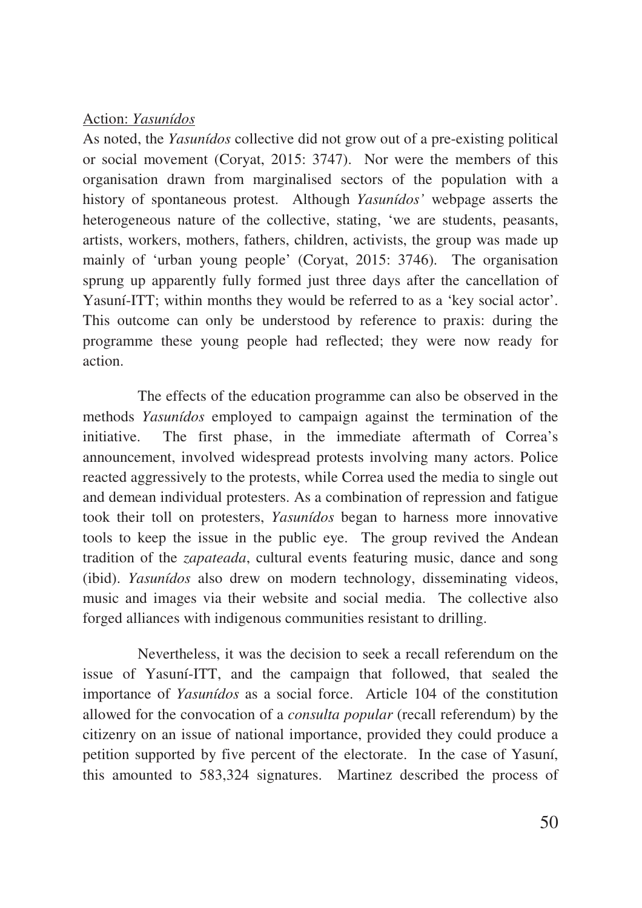Action: *Yasunídos*

As noted, the *Yasunídos* collective did not grow out of a pre-existing political or social movement (Coryat, 2015: 3747). Nor were the members of this organisation drawn from marginalised sectors of the population with a history of spontaneous protest. Although *Yasunídos'* webpage asserts the heterogeneous nature of the collective, stating, 'we are students, peasants, artists, workers, mothers, fathers, children, activists, the group was made up mainly of 'urban young people' (Coryat, 2015: 3746). The organisation sprung up apparently fully formed just three days after the cancellation of Yasuní-ITT; within months they would be referred to as a 'key social actor'. This outcome can only be understood by reference to praxis: during the programme these young people had reflected; they were now ready for action.

The effects of the education programme can also be observed in the methods *Yasunídos* employed to campaign against the termination of the initiative. The first phase, in the immediate aftermath of Correa's announcement, involved widespread protests involving many actors. Police reacted aggressively to the protests, while Correa used the media to single out and demean individual protesters. As a combination of repression and fatigue took their toll on protesters, *Yasunídos* began to harness more innovative tools to keep the issue in the public eye. The group revived the Andean tradition of the *zapateada*, cultural events featuring music, dance and song (ibid). *Yasunídos* also drew on modern technology, disseminating videos, music and images via their website and social media. The collective also forged alliances with indigenous communities resistant to drilling.

Nevertheless, it was the decision to seek a recall referendum on the issue of Yasuní-ITT, and the campaign that followed, that sealed the importance of *Yasunídos* as a social force. Article 104 of the constitution allowed for the convocation of a *consulta popular* (recall referendum) by the citizenry on an issue of national importance, provided they could produce a petition supported by five percent of the electorate. In the case of Yasuní, this amounted to 583,324 signatures. Martinez described the process of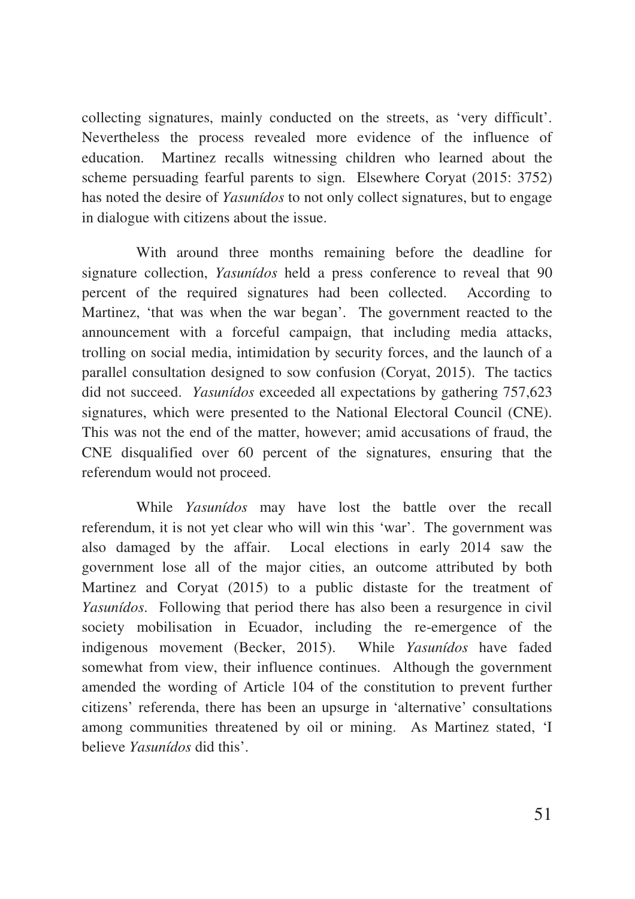collecting signatures, mainly conducted on the streets, as 'very difficult'. Nevertheless the process revealed more evidence of the influence of education. Martinez recalls witnessing children who learned about the scheme persuading fearful parents to sign. Elsewhere Coryat (2015: 3752) has noted the desire of *Yasunídos* to not only collect signatures, but to engage in dialogue with citizens about the issue.

With around three months remaining before the deadline for signature collection, *Yasunídos* held a press conference to reveal that 90 percent of the required signatures had been collected. According to Martinez, 'that was when the war began'. The government reacted to the announcement with a forceful campaign, that including media attacks, trolling on social media, intimidation by security forces, and the launch of a parallel consultation designed to sow confusion (Coryat, 2015). The tactics did not succeed. *Yasunídos* exceeded all expectations by gathering 757,623 signatures, which were presented to the National Electoral Council (CNE). This was not the end of the matter, however; amid accusations of fraud, the CNE disqualified over 60 percent of the signatures, ensuring that the referendum would not proceed.

While *Yasunídos* may have lost the battle over the recall referendum, it is not yet clear who will win this 'war'. The government was also damaged by the affair. Local elections in early 2014 saw the government lose all of the major cities, an outcome attributed by both Martinez and Coryat (2015) to a public distaste for the treatment of *Yasunídos*. Following that period there has also been a resurgence in civil society mobilisation in Ecuador, including the re-emergence of the indigenous movement (Becker, 2015). While *Yasunídos* have faded somewhat from view, their influence continues. Although the government amended the wording of Article 104 of the constitution to prevent further citizens' referenda, there has been an upsurge in 'alternative' consultations among communities threatened by oil or mining. As Martinez stated, 'I believe *Yasunídos* did this'.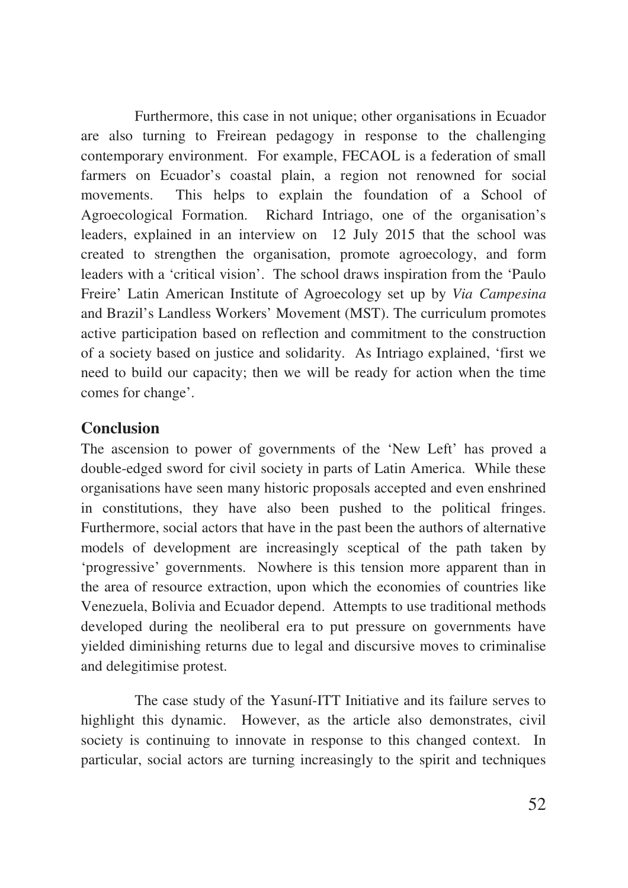Furthermore, this case in not unique; other organisations in Ecuador are also turning to Freirean pedagogy in response to the challenging contemporary environment. For example, FECAOL is a federation of small farmers on Ecuador's coastal plain, a region not renowned for social movements. This helps to explain the foundation of a School of Agroecological Formation. Richard Intriago, one of the organisation's leaders, explained in an interview on 12 July 2015 that the school was created to strengthen the organisation, promote agroecology, and form leaders with a 'critical vision'. The school draws inspiration from the 'Paulo Freire' Latin American Institute of Agroecology set up by *Via Campesina* and Brazil's Landless Workers' Movement (MST). The curriculum promotes active participation based on reflection and commitment to the construction of a society based on justice and solidarity. As Intriago explained, 'first we need to build our capacity; then we will be ready for action when the time comes for change'.

## Conclusion

The ascension to power of governments of the 'New Left' has proved a double-edged sword for civil society in parts of Latin America. While these organisations have seen many historic proposals accepted and even enshrined in constitutions, they have also been pushed to the political fringes. Furthermore, social actors that have in the past been the authors of alternative models of development are increasingly sceptical of the path taken by 'progressive' governments. Nowhere is this tension more apparent than in the area of resource extraction, upon which the economies of countries like Venezuela, Bolivia and Ecuador depend. Attempts to use traditional methods developed during the neoliberal era to put pressure on governments have yielded diminishing returns due to legal and discursive moves to criminalise and delegitimise protest.

The case study of the Yasuní-ITT Initiative and its failure serves to highlight this dynamic. However, as the article also demonstrates, civil society is continuing to innovate in response to this changed context. In particular, social actors are turning increasingly to the spirit and techniques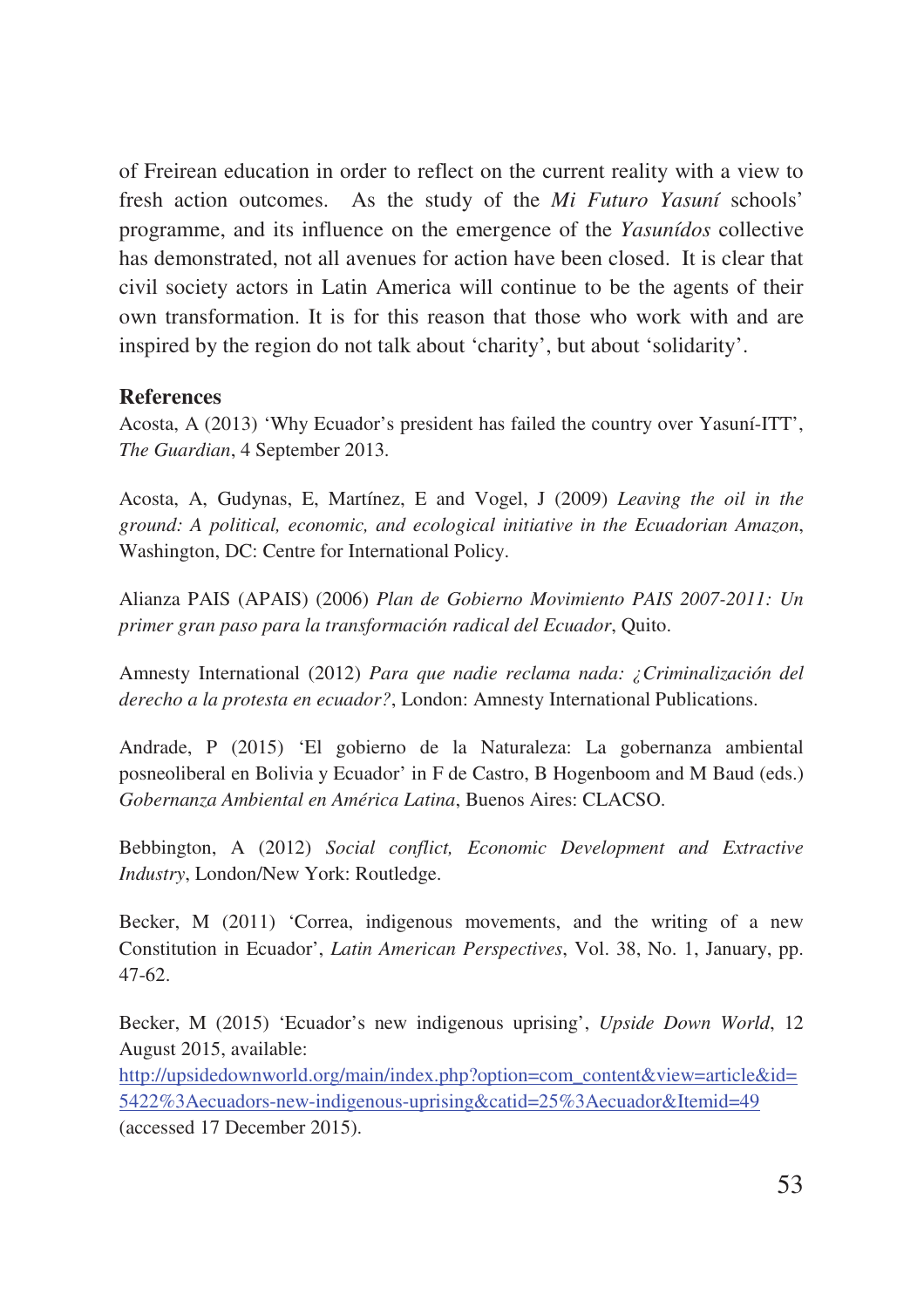of Freirean education in order to reflect on the current reality with a view to fresh action outcomes. As the study of the *Mi Futuro Yasuní* schools' programme, and its influence on the emergence of the *Yasunídos* collective has demonstrated, not all avenues for action have been closed. It is clear that civil society actors in Latin America will continue to be the agents of their own transformation. It is for this reason that those who work with and are inspired by the region do not talk about 'charity', but about 'solidarity'.

**References**

Acosta, A (2013) 'Why Ecuador's president has failed the country over Yasuní-ITT', *The Guardian*, 4 September 2013.

Acosta, A, Gudynas, E, Martínez, E and Vogel, J (2009) *Leaving the oil in the ground: A political, economic, and ecological initiative in the Ecuadorian Amazon*, Washington, DC: Centre for International Policy.

Alianza PAIS (APAIS) (2006) *Plan de Gobierno Movimiento PAIS 2007-2011: Un primer gran paso para la transformación radical del Ecuador*, Quito.

Amnesty International (2012) *Para que nadie reclama nada: ¿Criminalización del derecho a la protesta en ecuador?*, London: Amnesty International Publications.

Andrade, P (2015) 'El gobierno de la Naturaleza: La gobernanza ambiental posneoliberal en Bolivia y Ecuador' in F de Castro, B Hogenboom and M Baud (eds.) *Gobernanza Ambiental en América Latina*, Buenos Aires: CLACSO.

Bebbington, A (2012) *Social conflict, Economic Development and Extractive Industry*, London/New York: Routledge.

Becker, M (2011) 'Correa, indigenous movements, and the writing of a new Constitution in Ecuador', *Latin American Perspectives*, Vol. 38, No. 1, January, pp. 47-62.

Becker, M (2015) 'Ecuador's new indigenous uprising', *Upside Down World*, 12 August 2015, available: http://upsidedownworld.org/main/index.php?option=com_content&view=article&id=5422%3Aecuadors-new-indigenous-uprising&catid=25%3Aecuador&Itemid=49 (accessed 17 December 2015).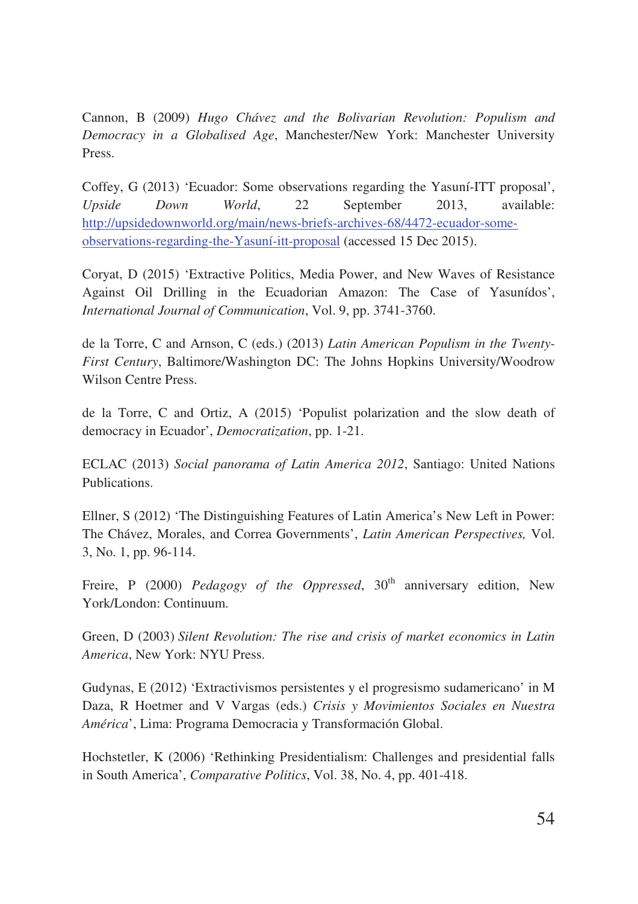Cannon, B (2009) *Hugo Chávez and the Bolivarian Revolution: Populism and Democracy in a Globalised Age*, Manchester/New York: Manchester University Press.

Coffey, G (2013) 'Ecuador: Some observations regarding the Yasuní-ITT proposal', *Upside Down World*, 22 September 2013, available: [http://upsidedownworld.org/main/news-briefs-archives-68/4472-ecuador-some-observations-regarding-the-Yasuní-itt-proposal](http://upsidedownworld.org/main/news-briefs-archives-68/4472-ecuador-some-observations-regarding-the-Yasuní-itt-proposal) (accessed 15 Dec 2015).

Coryat, D (2015) 'Extractive Politics, Media Power, and New Waves of Resistance Against Oil Drilling in the Ecuadorian Amazon: The Case of Yasunídos', *International Journal of Communication*, Vol. 9, pp. 3741-3760.

de la Torre, C and Arnson, C (eds.) (2013) *Latin American Populism in the Twenty-First Century*, Baltimore/Washington DC: The Johns Hopkins University/Woodrow Wilson Centre Press.

de la Torre, C and Ortiz, A (2015) 'Populist polarization and the slow death of democracy in Ecuador', *Democratization*, pp. 1-21.

ECLAC (2013) *Social panorama of Latin America 2012*, Santiago: United Nations Publications.

Ellner, S (2012) 'The Distinguishing Features of Latin America's New Left in Power: The Chávez, Morales, and Correa Governments', *Latin American Perspectives,* Vol. 3, No. 1, pp. 96-114.

Freire, P (2000) *Pedagogy of the Oppressed*, 30th anniversary edition, New York/London: Continuum.

Green, D (2003) *Silent Revolution: The rise and crisis of market economics in Latin America*, New York: NYU Press.

Gudynas, E (2012) 'Extractivismos persistentes y el progresismo sudamericano' in M Daza, R Hoetmer and V Vargas (eds.) *Crisis y Movimientos Sociales en Nuestra América*', Lima: Programa Democracia y Transformación Global.

Hochstetler, K (2006) 'Rethinking Presidentialism: Challenges and presidential falls in South America', *Comparative Politics*, Vol. 38, No. 4, pp. 401-418.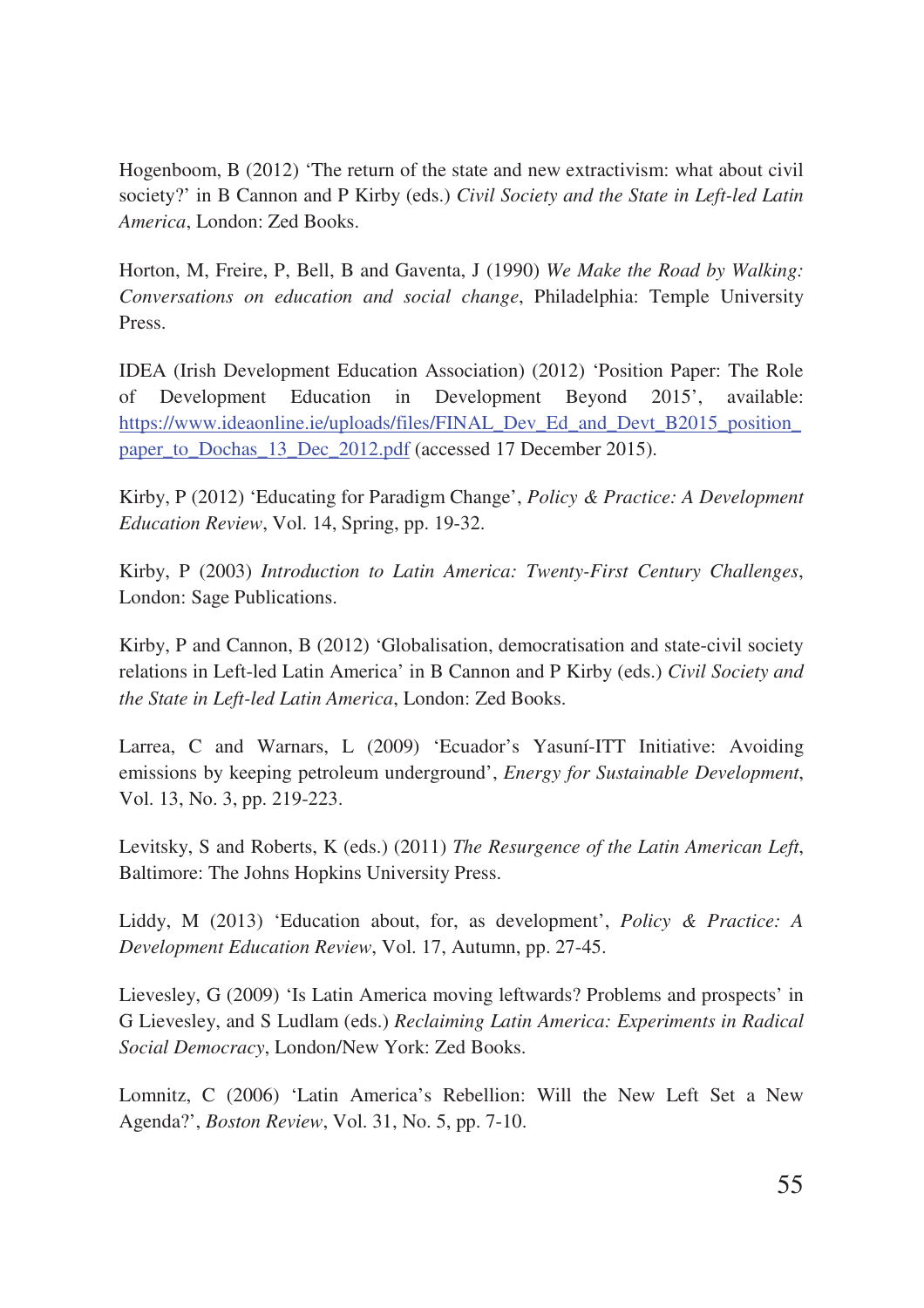Hogenboom, B (2012) 'The return of the state and new extractivism: what about civil society?' in B Cannon and P Kirby (eds.) *Civil Society and the State in Left-led Latin America*, London: Zed Books.

Horton, M, Freire, P, Bell, B and Gaventa, J (1990) *We Make the Road by Walking: Conversations on education and social change*, Philadelphia: Temple University Press.

IDEA (Irish Development Education Association) (2012) 'Position Paper: The Role of Development Education in Development Beyond 2015', available: https://www.ideaonline.ie/uploads/files/FINAL_Dev_Ed_and_Devt_B2015_position_paper_to_Dochas_13_Dec_2012.pdf (accessed 17 December 2015).

Kirby, P (2012) 'Educating for Paradigm Change', *Policy & Practice: A Development Education Review*, Vol. 14, Spring, pp. 19-32.

Kirby, P (2003) *Introduction to Latin America: Twenty-First Century Challenges*, London: Sage Publications.

Kirby, P and Cannon, B (2012) 'Globalisation, democratisation and state-civil society relations in Left-led Latin America' in B Cannon and P Kirby (eds.) *Civil Society and the State in Left-led Latin America*, London: Zed Books.

Larrea, C and Warnars, L (2009) 'Ecuador's Yasuní-ITT Initiative: Avoiding emissions by keeping petroleum underground', *Energy for Sustainable Development*, Vol. 13, No. 3, pp. 219-223.

Levitsky, S and Roberts, K (eds.) (2011) *The Resurgence of the Latin American Left*, Baltimore: The Johns Hopkins University Press.

Liddy, M (2013) 'Education about, for, as development', *Policy & Practice: A Development Education Review*, Vol. 17, Autumn, pp. 27-45.

Lievesley, G (2009) 'Is Latin America moving leftwards? Problems and prospects' in G Lievesley, and S Ludlam (eds.) *Reclaiming Latin America: Experiments in Radical Social Democracy*, London/New York: Zed Books.

Lomnitz, C (2006) 'Latin America's Rebellion: Will the New Left Set a New Agenda?', *Boston Review*, Vol. 31, No. 5, pp. 7-10.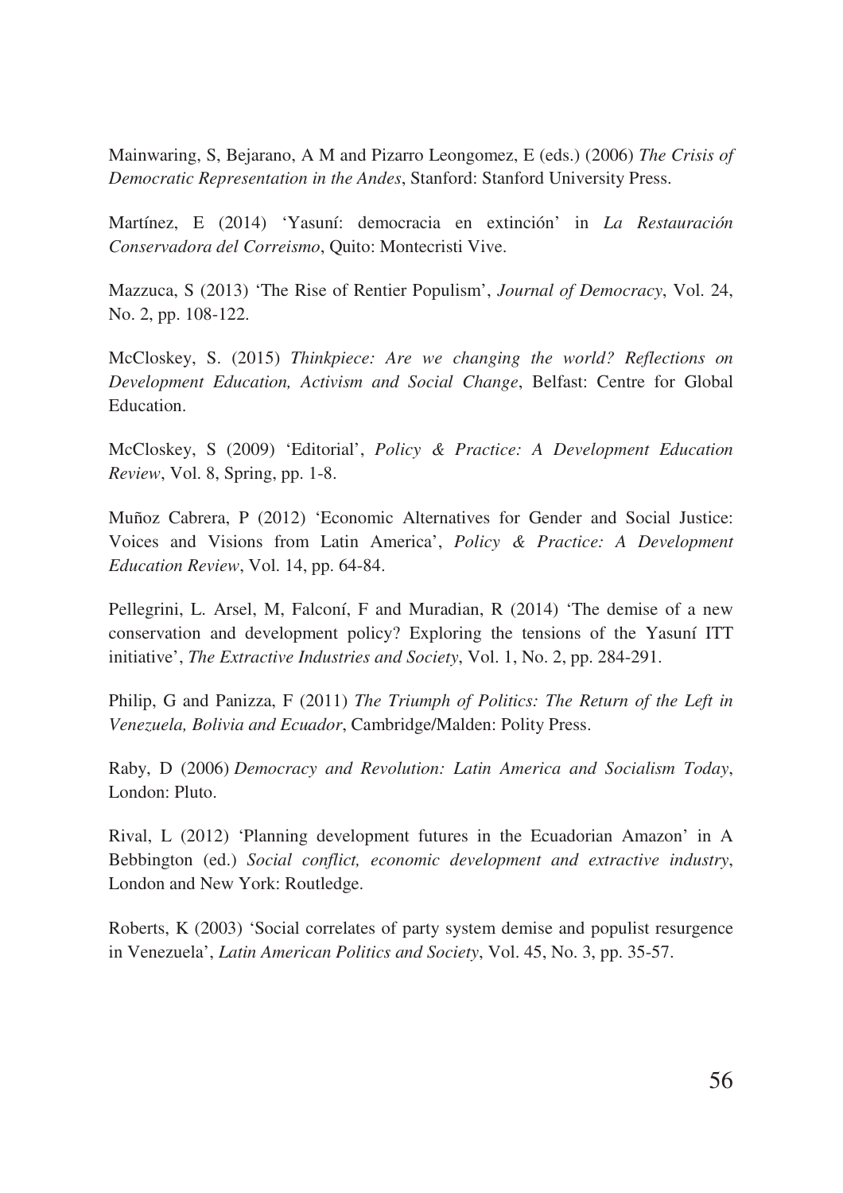Mainwaring, S, Bejarano, A M and Pizarro Leongomez, E (eds.) (2006) *The Crisis of Democratic Representation in the Andes*, Stanford: Stanford University Press.

Martínez, E (2014) 'Yasuní: democracia en extinción' in *La Restauración Conservadora del Correismo*, Quito: Montecristi Vive.

Mazzuca, S (2013) 'The Rise of Rentier Populism', *Journal of Democracy*, Vol. 24, No. 2, pp. 108-122.

McCloskey, S. (2015) *Thinkpiece: Are we changing the world? Reflections on Development Education, Activism and Social Change*, Belfast: Centre for Global Education.

McCloskey, S (2009) 'Editorial', *Policy & Practice: A Development Education Review*, Vol. 8, Spring, pp. 1-8.

Muñoz Cabrera, P (2012) 'Economic Alternatives for Gender and Social Justice: Voices and Visions from Latin America', *Policy & Practice: A Development Education Review*, Vol. 14, pp. 64-84.

Pellegrini, L. Arsel, M, Falconí, F and Muradian, R (2014) 'The demise of a new conservation and development policy? Exploring the tensions of the Yasuní ITT initiative', *The Extractive Industries and Society*, Vol. 1, No. 2, pp. 284-291.

Philip, G and Panizza, F (2011) *The Triumph of Politics: The Return of the Left in Venezuela, Bolivia and Ecuador*, Cambridge/Malden: Polity Press.

Raby, D (2006) *Democracy and Revolution: Latin America and Socialism Today*, London: Pluto.

Rival, L (2012) 'Planning development futures in the Ecuadorian Amazon' in A Bebbington (ed.) *Social conflict, economic development and extractive industry*, London and New York: Routledge.

Roberts, K (2003) 'Social correlates of party system demise and populist resurgence in Venezuela', *Latin American Politics and Society*, Vol. 45, No. 3, pp. 35-57.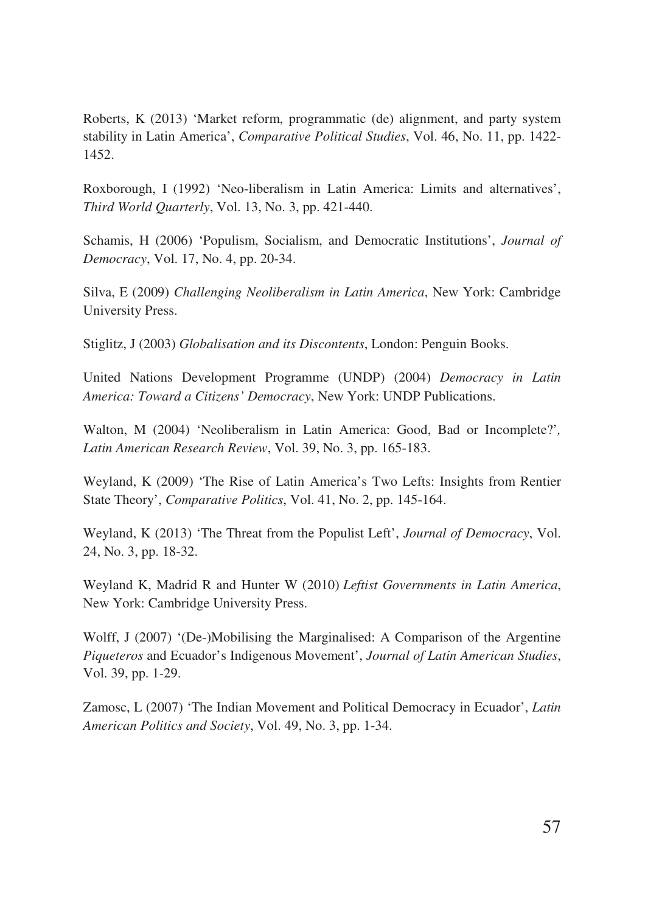Roberts, K (2013) 'Market reform, programmatic (de) alignment, and party system stability in Latin America', *Comparative Political Studies*, Vol. 46, No. 11, pp. 1422-1452.

Roxborough, I (1992) 'Neo-liberalism in Latin America: Limits and alternatives', *Third World Quarterly*, Vol. 13, No. 3, pp. 421-440.

Schamis, H (2006) 'Populism, Socialism, and Democratic Institutions', *Journal of Democracy*, Vol. 17, No. 4, pp. 20-34.

Silva, E (2009) *Challenging Neoliberalism in Latin America*, New York: Cambridge University Press.

Stiglitz, J (2003) *Globalisation and its Discontents*, London: Penguin Books.

United Nations Development Programme (UNDP) (2004) *Democracy in Latin America: Toward a Citizens' Democracy*, New York: UNDP Publications.

Walton, M (2004) 'Neoliberalism in Latin America: Good, Bad or Incomplete?', *Latin American Research Review*, Vol. 39, No. 3, pp. 165-183.

Weyland, K (2009) 'The Rise of Latin America's Two Lefts: Insights from Rentier State Theory', *Comparative Politics*, Vol. 41, No. 2, pp. 145-164.

Weyland, K (2013) 'The Threat from the Populist Left', *Journal of Democracy*, Vol. 24, No. 3, pp. 18-32.

Weyland K, Madrid R and Hunter W (2010) *Leftist Governments in Latin America*, New York: Cambridge University Press.

Wolff, J (2007) '(De-)Mobilising the Marginalised: A Comparison of the Argentine *Piqueteros* and Ecuador's Indigenous Movement', *Journal of Latin American Studies*, Vol. 39, pp. 1-29.

Zamosc, L (2007) 'The Indian Movement and Political Democracy in Ecuador', *Latin American Politics and Society*, Vol. 49, No. 3, pp. 1-34.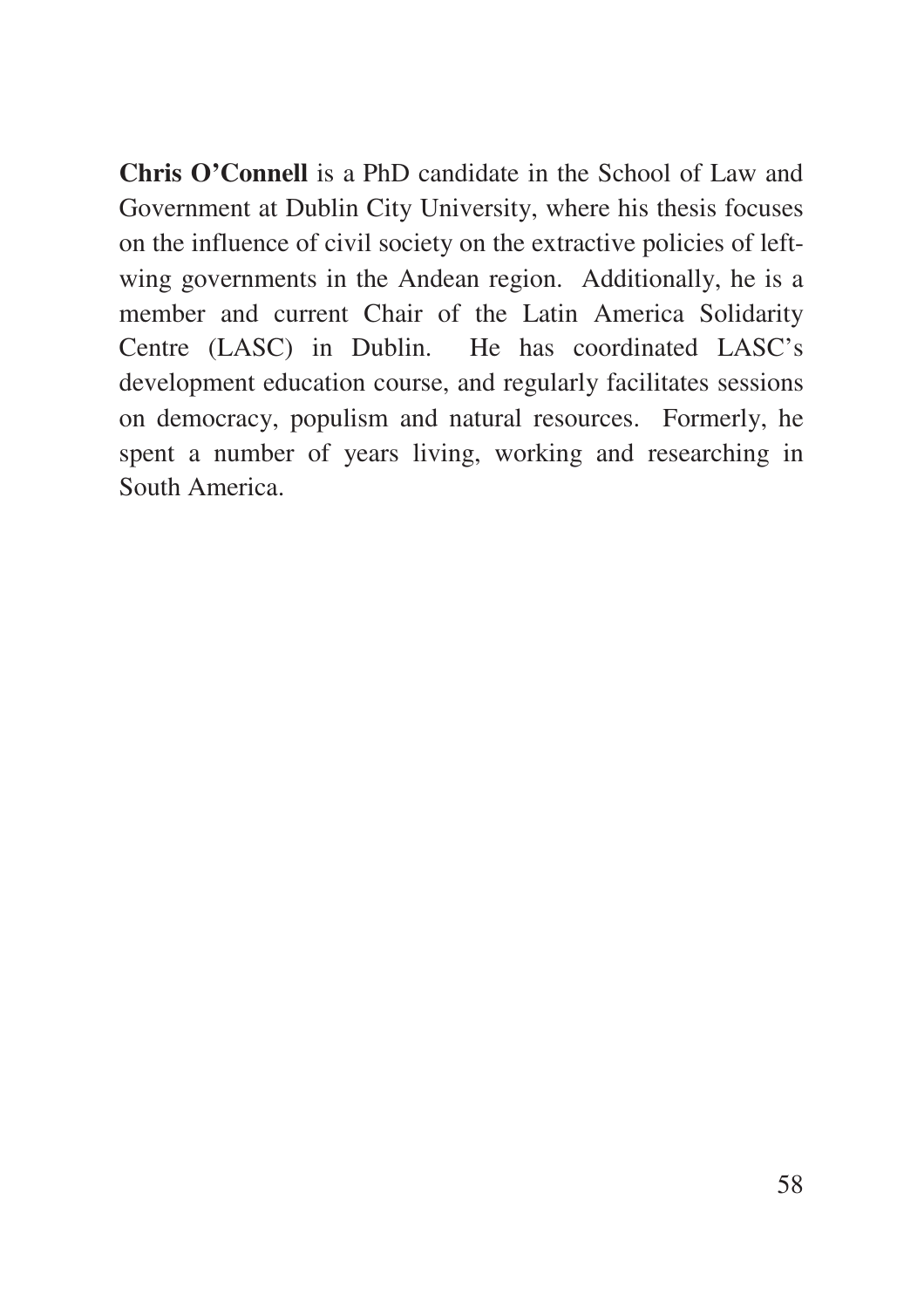**Chris O'Connell** is a PhD candidate in the School of Law and Government at Dublin City University, where his thesis focuses on the influence of civil society on the extractive policies of left-wing governments in the Andean region. Additionally, he is a member and current Chair of the Latin America Solidarity Centre (LASC) in Dublin. He has coordinated LASC's development education course, and regularly facilitates sessions on democracy, populism and natural resources. Formerly, he spent a number of years living, working and researching in South America.